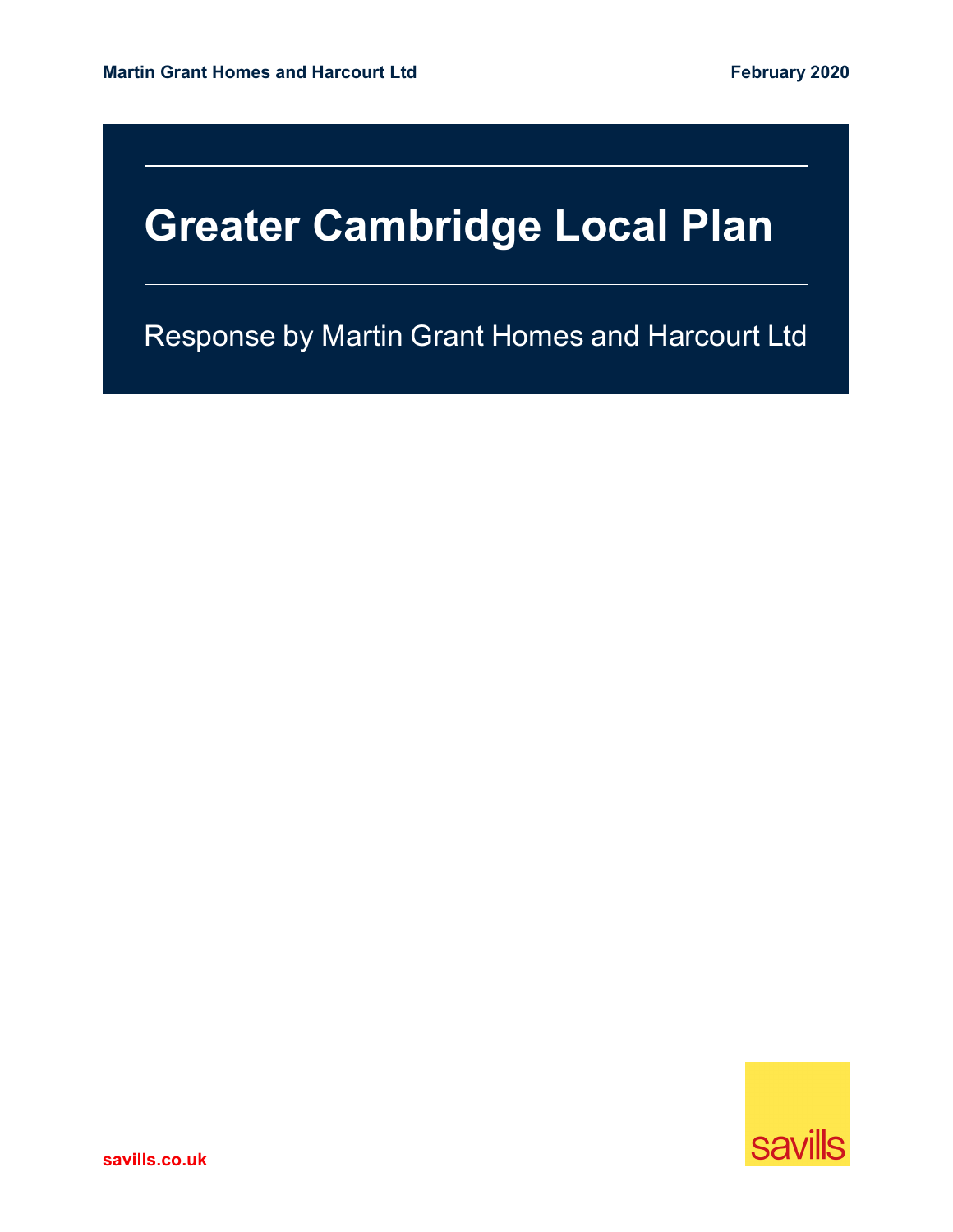Martin Grant Homes and Harcourt Ltd

February 2020

# Greater Cambridge Local Plan

Response by Martin Grant Homes and Harcourt Ltd

savills

savills.co.uk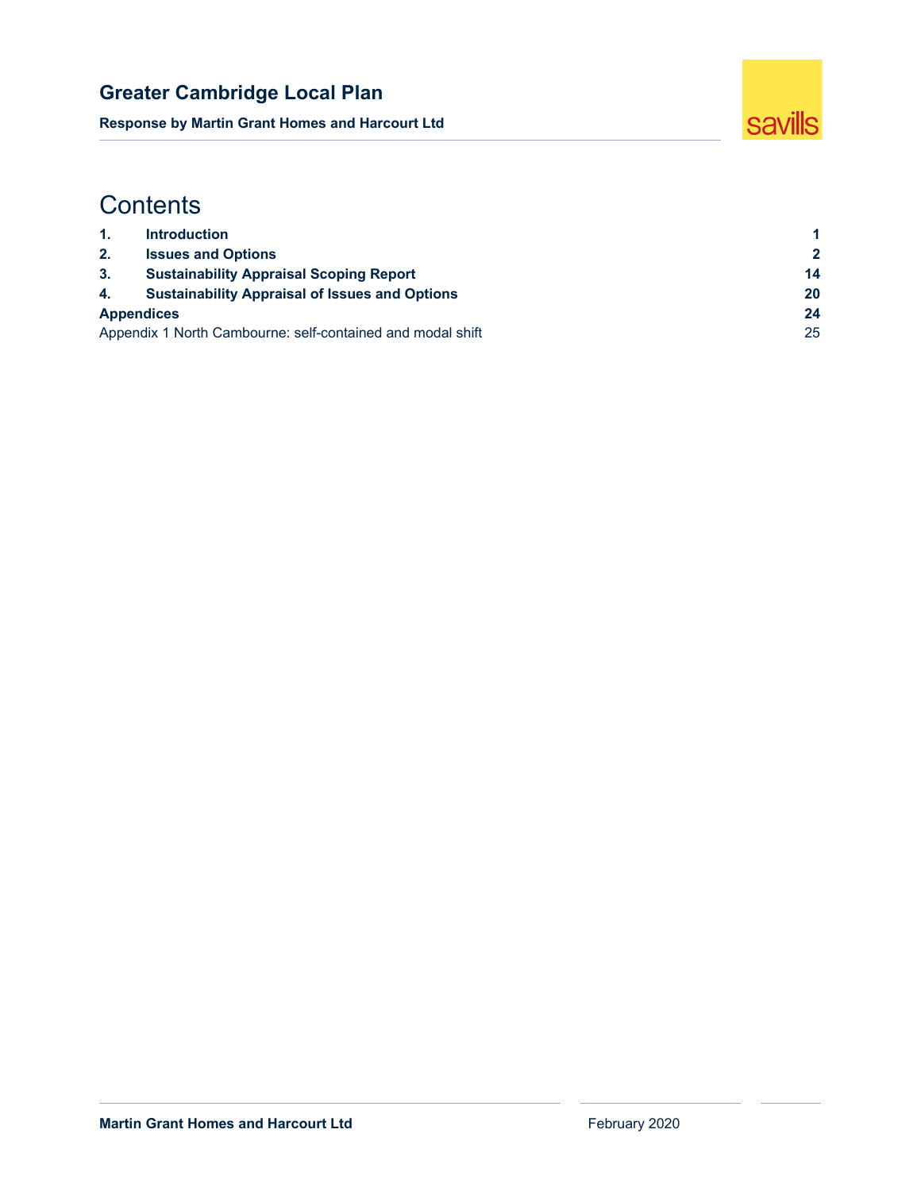# Contents

| | | |
|---|---|---|
| **1.** | **Introduction** | **1** |
| **2.** | **Issues and Options** | **2** |
| **3.** | **Sustainability Appraisal Scoping Report** | **14** |
| **4.** | **Sustainability Appraisal of Issues and Options** | **20** |
| **Appendices** | | **24** |
| Appendix 1 North Cambourne: self-contained and modal shift | | 25 |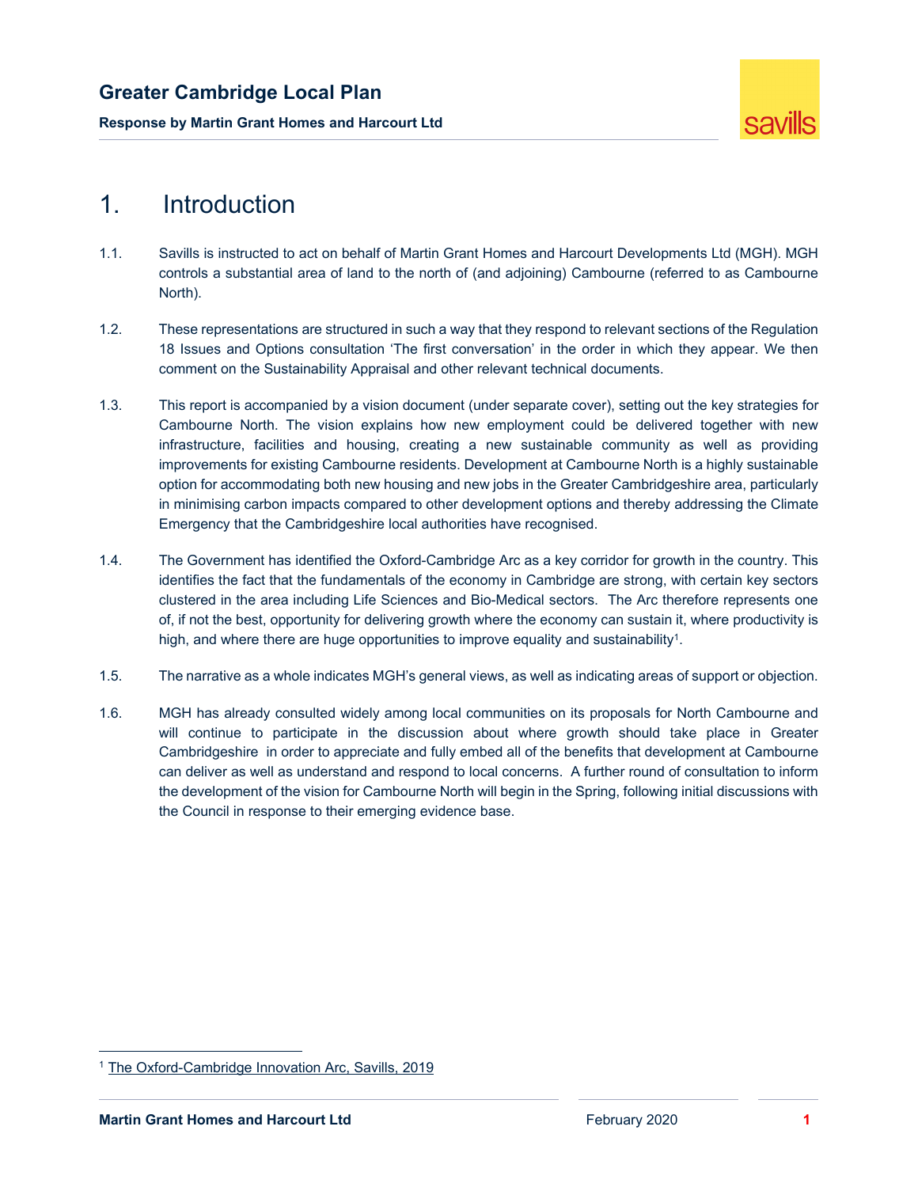# 1. Introduction

1.1. Savills is instructed to act on behalf of Martin Grant Homes and Harcourt Developments Ltd (MGH). MGH controls a substantial area of land to the north of (and adjoining) Cambourne (referred to as Cambourne North).

1.2. These representations are structured in such a way that they respond to relevant sections of the Regulation 18 Issues and Options consultation 'The first conversation' in the order in which they appear. We then comment on the Sustainability Appraisal and other relevant technical documents.

1.3. This report is accompanied by a vision document (under separate cover), setting out the key strategies for Cambourne North. The vision explains how new employment could be delivered together with new infrastructure, facilities and housing, creating a new sustainable community as well as providing improvements for existing Cambourne residents. Development at Cambourne North is a highly sustainable option for accommodating both new housing and new jobs in the Greater Cambridgeshire area, particularly in minimising carbon impacts compared to other development options and thereby addressing the Climate Emergency that the Cambridgeshire local authorities have recognised.

1.4. The Government has identified the Oxford-Cambridge Arc as a key corridor for growth in the country. This identifies the fact that the fundamentals of the economy in Cambridge are strong, with certain key sectors clustered in the area including Life Sciences and Bio-Medical sectors. The Arc therefore represents one of, if not the best, opportunity for delivering growth where the economy can sustain it, where productivity is high, and where there are huge opportunities to improve equality and sustainability[1].

1.5. The narrative as a whole indicates MGH's general views, as well as indicating areas of support or objection.

1.6. MGH has already consulted widely among local communities on its proposals for North Cambourne and will continue to participate in the discussion about where growth should take place in Greater Cambridgeshire in order to appreciate and fully embed all of the benefits that development at Cambourne can deliver as well as understand and respond to local concerns. A further round of consultation to inform the development of the vision for Cambourne North will begin in the Spring, following initial discussions with the Council in response to their emerging evidence base.

---

[1] The Oxford-Cambridge Innovation Arc, Savills, 2019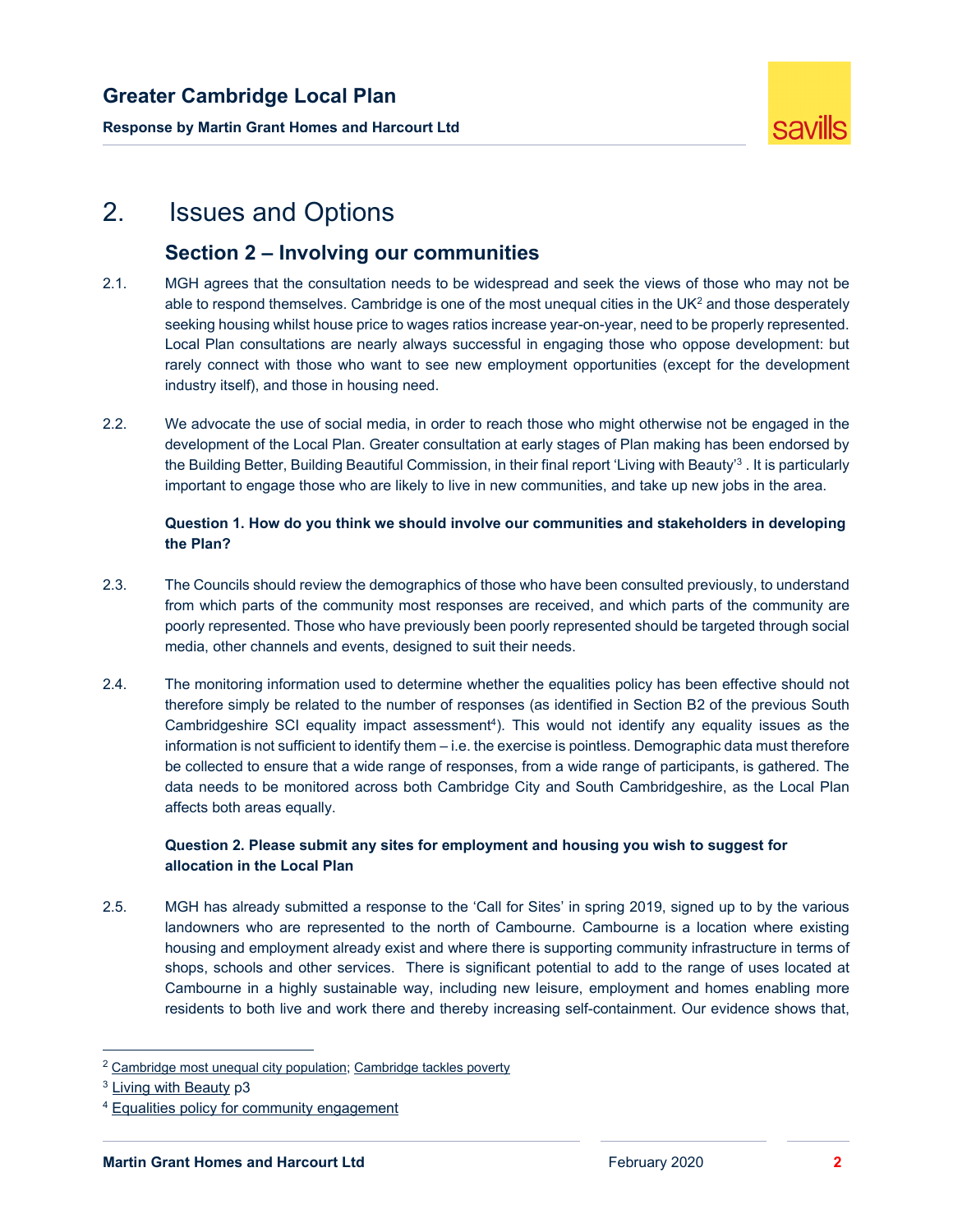# 2. Issues and Options

## Section 2 – Involving our communities

2.1. MGH agrees that the consultation needs to be widespread and seek the views of those who may not be able to respond themselves. Cambridge is one of the most unequal cities in the UK[2] and those desperately seeking housing whilst house price to wages ratios increase year-on-year, need to be properly represented. Local Plan consultations are nearly always successful in engaging those who oppose development: but rarely connect with those who want to see new employment opportunities (except for the development industry itself), and those in housing need.

2.2. We advocate the use of social media, in order to reach those who might otherwise not be engaged in the development of the Local Plan. Greater consultation at early stages of Plan making has been endorsed by the Building Better, Building Beautiful Commission, in their final report 'Living with Beauty'[3] . It is particularly important to engage those who are likely to live in new communities, and take up new jobs in the area.

**Question 1. How do you think we should involve our communities and stakeholders in developing the Plan?**

2.3. The Councils should review the demographics of those who have been consulted previously, to understand from which parts of the community most responses are received, and which parts of the community are poorly represented. Those who have previously been poorly represented should be targeted through social media, other channels and events, designed to suit their needs.

2.4. The monitoring information used to determine whether the equalities policy has been effective should not therefore simply be related to the number of responses (as identified in Section B2 of the previous South Cambridgeshire SCI equality impact assessment[4]). This would not identify any equality issues as the information is not sufficient to identify them – i.e. the exercise is pointless. Demographic data must therefore be collected to ensure that a wide range of responses, from a wide range of participants, is gathered. The data needs to be monitored across both Cambridge City and South Cambridgeshire, as the Local Plan affects both areas equally.

**Question 2. Please submit any sites for employment and housing you wish to suggest for allocation in the Local Plan**

2.5. MGH has already submitted a response to the 'Call for Sites' in spring 2019, signed up to by the various landowners who are represented to the north of Cambourne. Cambourne is a location where existing housing and employment already exist and where there is supporting community infrastructure in terms of shops, schools and other services. There is significant potential to add to the range of uses located at Cambourne in a highly sustainable way, including new leisure, employment and homes enabling more residents to both live and work there and thereby increasing self-containment. Our evidence shows that,

---

[2] Cambridge most unequal city population; Cambridge tackles poverty

[3] Living with Beauty p3

[4] Equalities policy for community engagement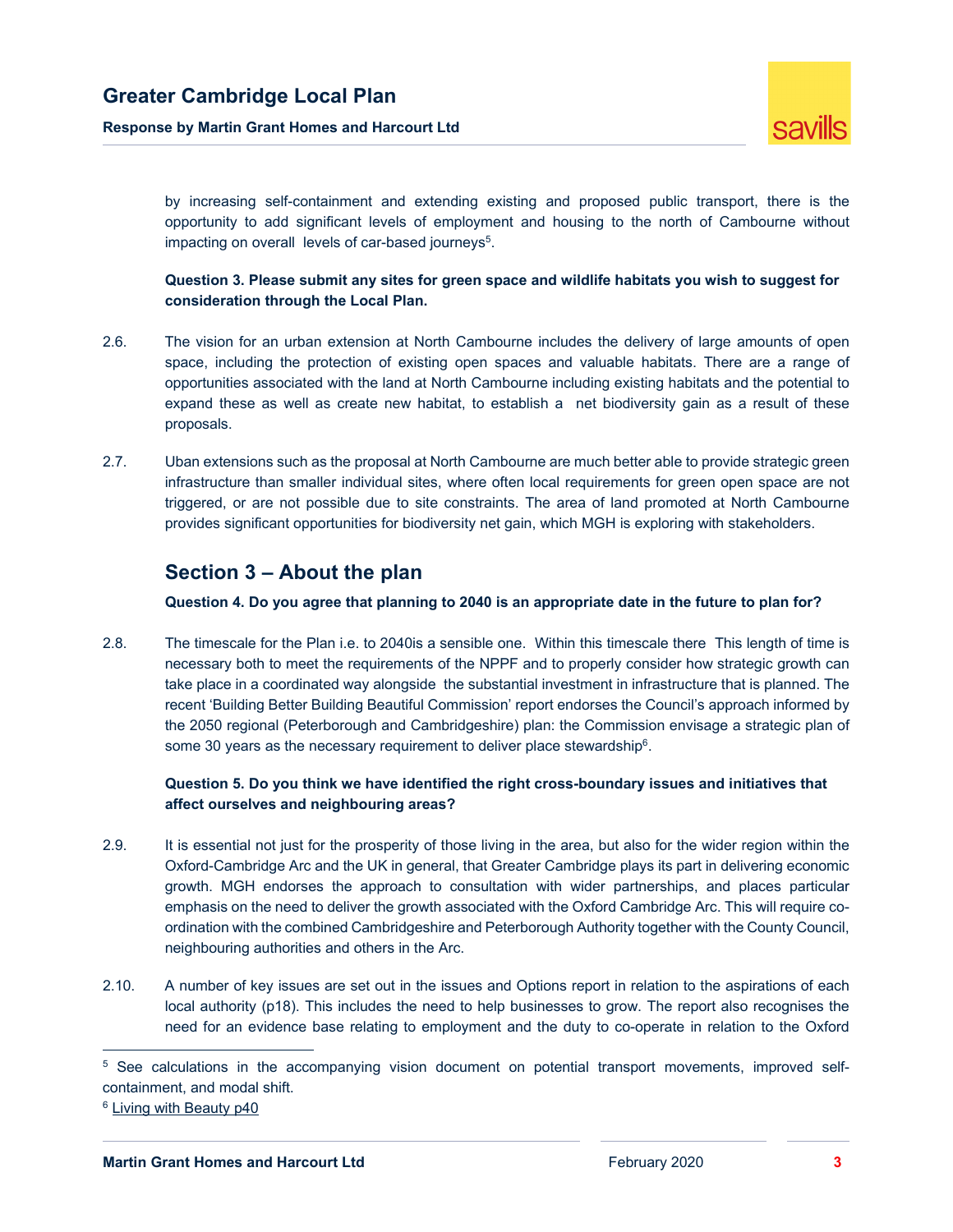by increasing self-containment and extending existing and proposed public transport, there is the opportunity to add significant levels of employment and housing to the north of Cambourne without impacting on overall levels of car-based journeys[5].

**Question 3. Please submit any sites for green space and wildlife habitats you wish to suggest for consideration through the Local Plan.**

2.6. The vision for an urban extension at North Cambourne includes the delivery of large amounts of open space, including the protection of existing open spaces and valuable habitats. There are a range of opportunities associated with the land at North Cambourne including existing habitats and the potential to expand these as well as create new habitat, to establish a net biodiversity gain as a result of these proposals.

2.7. Uban extensions such as the proposal at North Cambourne are much better able to provide strategic green infrastructure than smaller individual sites, where often local requirements for green open space are not triggered, or are not possible due to site constraints. The area of land promoted at North Cambourne provides significant opportunities for biodiversity net gain, which MGH is exploring with stakeholders.

## Section 3 – About the plan

**Question 4. Do you agree that planning to 2040 is an appropriate date in the future to plan for?**

2.8. The timescale for the Plan i.e. to 2040is a sensible one. Within this timescale there This length of time is necessary both to meet the requirements of the NPPF and to properly consider how strategic growth can take place in a coordinated way alongside the substantial investment in infrastructure that is planned. The recent 'Building Better Building Beautiful Commission' report endorses the Council's approach informed by the 2050 regional (Peterborough and Cambridgeshire) plan: the Commission envisage a strategic plan of some 30 years as the necessary requirement to deliver place stewardship[6].

**Question 5. Do you think we have identified the right cross-boundary issues and initiatives that affect ourselves and neighbouring areas?**

2.9. It is essential not just for the prosperity of those living in the area, but also for the wider region within the Oxford-Cambridge Arc and the UK in general, that Greater Cambridge plays its part in delivering economic growth. MGH endorses the approach to consultation with wider partnerships, and places particular emphasis on the need to deliver the growth associated with the Oxford Cambridge Arc. This will require co-ordination with the combined Cambridgeshire and Peterborough Authority together with the County Council, neighbouring authorities and others in the Arc.

2.10. A number of key issues are set out in the issues and Options report in relation to the aspirations of each local authority (p18). This includes the need to help businesses to grow. The report also recognises the need for an evidence base relating to employment and the duty to co-operate in relation to the Oxford

---

[5] See calculations in the accompanying vision document on potential transport movements, improved self-containment, and modal shift.

[6] Living with Beauty p40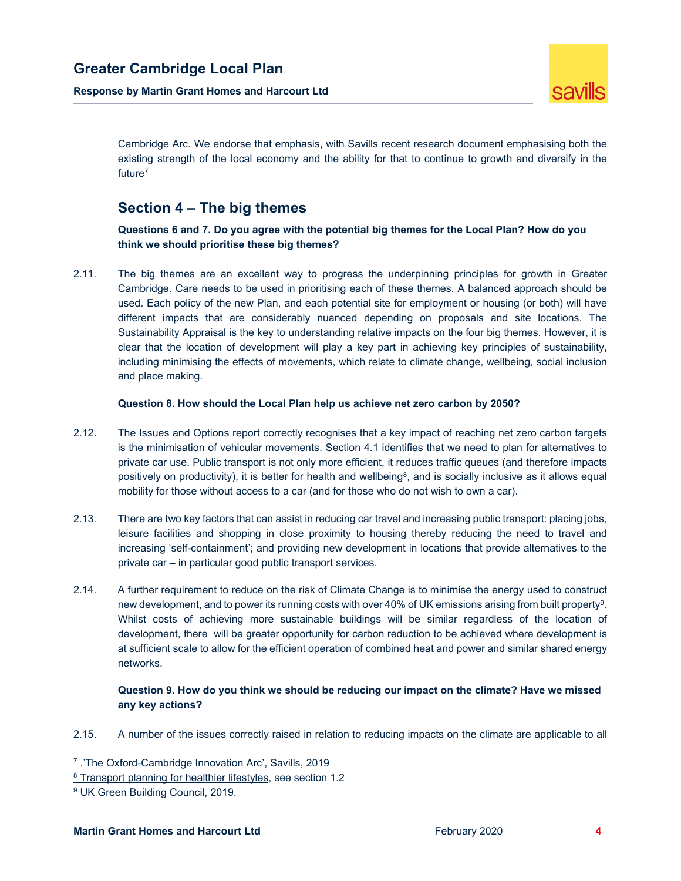Cambridge Arc. We endorse that emphasis, with Savills recent research document emphasising both the existing strength of the local economy and the ability for that to continue to growth and diversify in the future[7]

## Section 4 – The big themes

**Questions 6 and 7. Do you agree with the potential big themes for the Local Plan? How do you think we should prioritise these big themes?**

2.11. The big themes are an excellent way to progress the underpinning principles for growth in Greater Cambridge. Care needs to be used in prioritising each of these themes. A balanced approach should be used. Each policy of the new Plan, and each potential site for employment or housing (or both) will have different impacts that are considerably nuanced depending on proposals and site locations. The Sustainability Appraisal is the key to understanding relative impacts on the four big themes. However, it is clear that the location of development will play a key part in achieving key principles of sustainability, including minimising the effects of movements, which relate to climate change, wellbeing, social inclusion and place making.

**Question 8. How should the Local Plan help us achieve net zero carbon by 2050?**

2.12. The Issues and Options report correctly recognises that a key impact of reaching net zero carbon targets is the minimisation of vehicular movements. Section 4.1 identifies that we need to plan for alternatives to private car use. Public transport is not only more efficient, it reduces traffic queues (and therefore impacts positively on productivity), it is better for health and wellbeing[8], and is socially inclusive as it allows equal mobility for those without access to a car (and for those who do not wish to own a car).

2.13. There are two key factors that can assist in reducing car travel and increasing public transport: placing jobs, leisure facilities and shopping in close proximity to housing thereby reducing the need to travel and increasing 'self-containment'; and providing new development in locations that provide alternatives to the private car – in particular good public transport services.

2.14. A further requirement to reduce on the risk of Climate Change is to minimise the energy used to construct new development, and to power its running costs with over 40% of UK emissions arising from built property[9]. Whilst costs of achieving more sustainable buildings will be similar regardless of the location of development, there will be greater opportunity for carbon reduction to be achieved where development is at sufficient scale to allow for the efficient operation of combined heat and power and similar shared energy networks.

**Question 9. How do you think we should be reducing our impact on the climate? Have we missed any key actions?**

2.15. A number of the issues correctly raised in relation to reducing impacts on the climate are applicable to all

---

[7] .'The Oxford-Cambridge Innovation Arc', Savills, 2019

[8] Transport planning for healthier lifestyles, see section 1.2

[9] UK Green Building Council, 2019.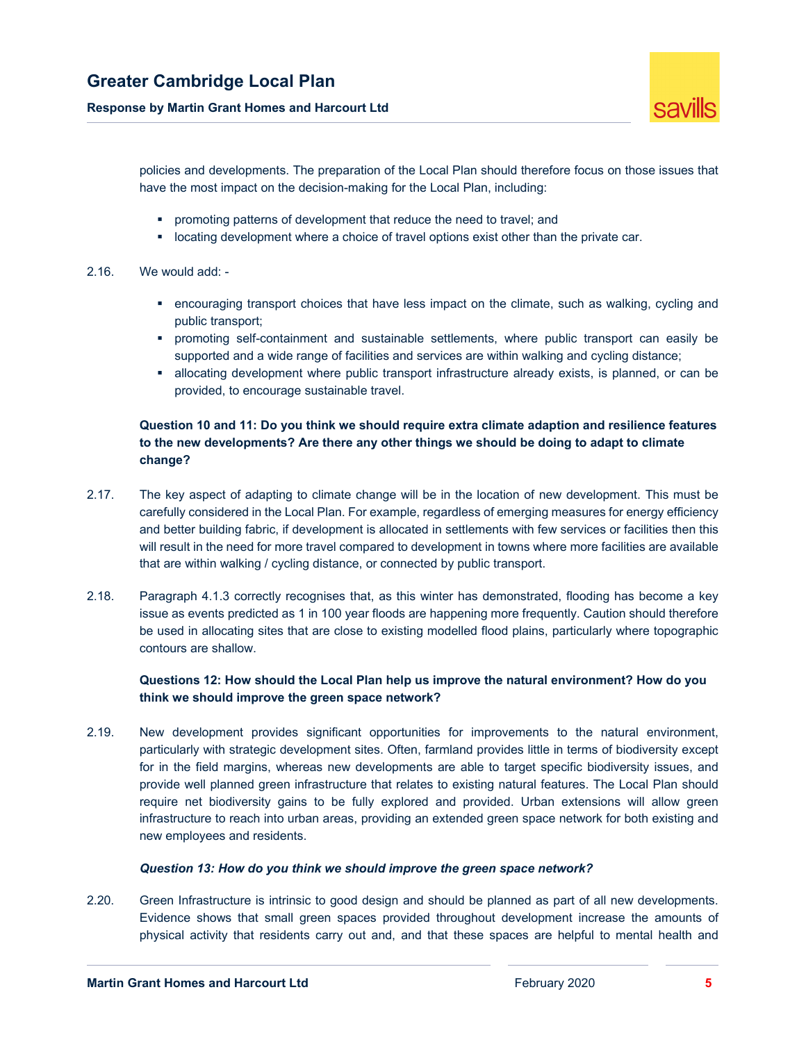policies and developments. The preparation of the Local Plan should therefore focus on those issues that have the most impact on the decision-making for the Local Plan, including:

- promoting patterns of development that reduce the need to travel; and
- locating development where a choice of travel options exist other than the private car.

2.16. We would add: -

- encouraging transport choices that have less impact on the climate, such as walking, cycling and public transport;
- promoting self-containment and sustainable settlements, where public transport can easily be supported and a wide range of facilities and services are within walking and cycling distance;
- allocating development where public transport infrastructure already exists, is planned, or can be provided, to encourage sustainable travel.

**Question 10 and 11: Do you think we should require extra climate adaption and resilience features to the new developments? Are there any other things we should be doing to adapt to climate change?**

2.17. The key aspect of adapting to climate change will be in the location of new development. This must be carefully considered in the Local Plan. For example, regardless of emerging measures for energy efficiency and better building fabric, if development is allocated in settlements with few services or facilities then this will result in the need for more travel compared to development in towns where more facilities are available that are within walking / cycling distance, or connected by public transport.

2.18. Paragraph 4.1.3 correctly recognises that, as this winter has demonstrated, flooding has become a key issue as events predicted as 1 in 100 year floods are happening more frequently. Caution should therefore be used in allocating sites that are close to existing modelled flood plains, particularly where topographic contours are shallow.

**Questions 12: How should the Local Plan help us improve the natural environment? How do you think we should improve the green space network?**

2.19. New development provides significant opportunities for improvements to the natural environment, particularly with strategic development sites. Often, farmland provides little in terms of biodiversity except for in the field margins, whereas new developments are able to target specific biodiversity issues, and provide well planned green infrastructure that relates to existing natural features. The Local Plan should require net biodiversity gains to be fully explored and provided. Urban extensions will allow green infrastructure to reach into urban areas, providing an extended green space network for both existing and new employees and residents.

***Question 13: How do you think we should improve the green space network?***

2.20. Green Infrastructure is intrinsic to good design and should be planned as part of all new developments. Evidence shows that small green spaces provided throughout development increase the amounts of physical activity that residents carry out and, and that these spaces are helpful to mental health and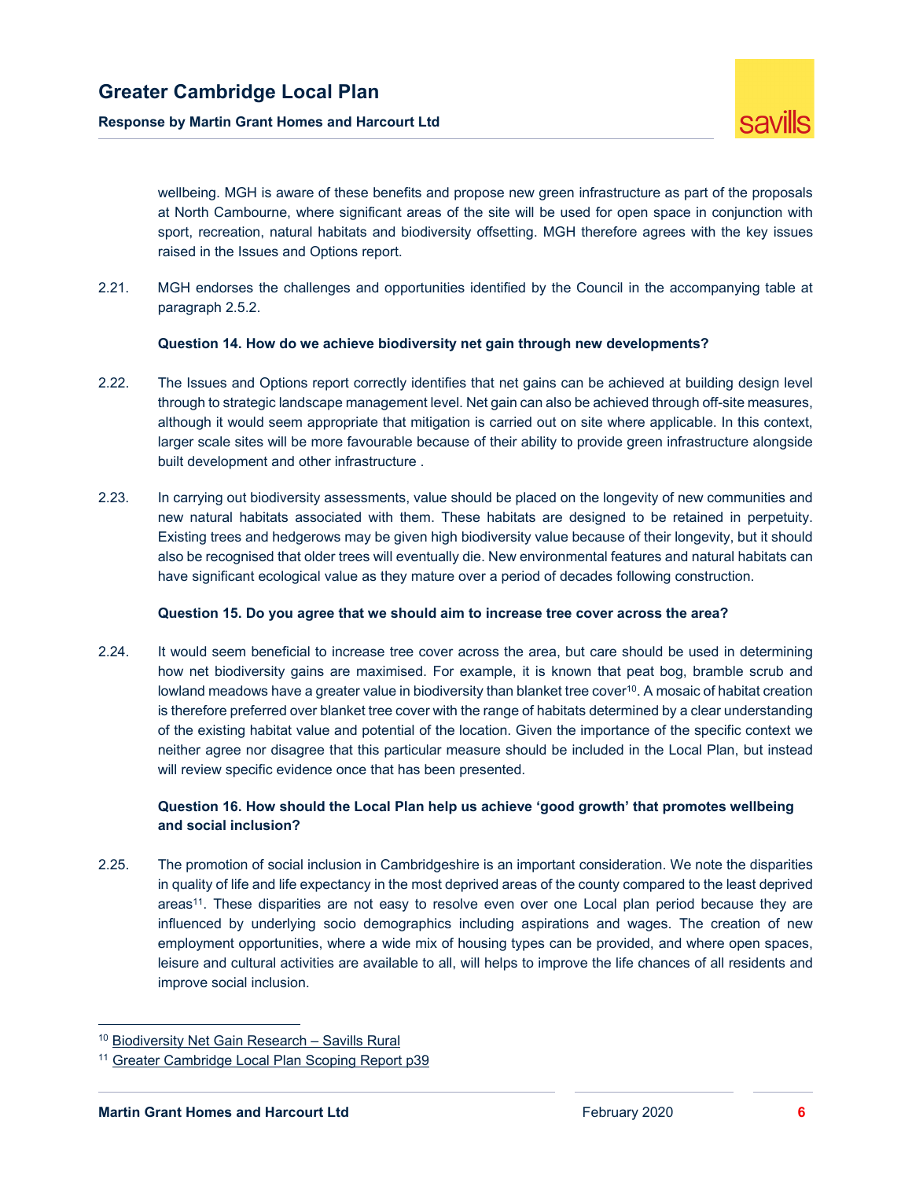wellbeing. MGH is aware of these benefits and propose new green infrastructure as part of the proposals at North Cambourne, where significant areas of the site will be used for open space in conjunction with sport, recreation, natural habitats and biodiversity offsetting. MGH therefore agrees with the key issues raised in the Issues and Options report.

2.21. MGH endorses the challenges and opportunities identified by the Council in the accompanying table at paragraph 2.5.2.

**Question 14. How do we achieve biodiversity net gain through new developments?**

2.22. The Issues and Options report correctly identifies that net gains can be achieved at building design level through to strategic landscape management level. Net gain can also be achieved through off-site measures, although it would seem appropriate that mitigation is carried out on site where applicable. In this context, larger scale sites will be more favourable because of their ability to provide green infrastructure alongside built development and other infrastructure .

2.23. In carrying out biodiversity assessments, value should be placed on the longevity of new communities and new natural habitats associated with them. These habitats are designed to be retained in perpetuity. Existing trees and hedgerows may be given high biodiversity value because of their longevity, but it should also be recognised that older trees will eventually die. New environmental features and natural habitats can have significant ecological value as they mature over a period of decades following construction.

**Question 15. Do you agree that we should aim to increase tree cover across the area?**

2.24. It would seem beneficial to increase tree cover across the area, but care should be used in determining how net biodiversity gains are maximised. For example, it is known that peat bog, bramble scrub and lowland meadows have a greater value in biodiversity than blanket tree cover[10]. A mosaic of habitat creation is therefore preferred over blanket tree cover with the range of habitats determined by a clear understanding of the existing habitat value and potential of the location. Given the importance of the specific context we neither agree nor disagree that this particular measure should be included in the Local Plan, but instead will review specific evidence once that has been presented.

**Question 16. How should the Local Plan help us achieve 'good growth' that promotes wellbeing and social inclusion?**

2.25. The promotion of social inclusion in Cambridgeshire is an important consideration. We note the disparities in quality of life and life expectancy in the most deprived areas of the county compared to the least deprived areas[11]. These disparities are not easy to resolve even over one Local plan period because they are influenced by underlying socio demographics including aspirations and wages. The creation of new employment opportunities, where a wide mix of housing types can be provided, and where open spaces, leisure and cultural activities are available to all, will helps to improve the life chances of all residents and improve social inclusion.

---

[10] Biodiversity Net Gain Research – Savills Rural

[11] Greater Cambridge Local Plan Scoping Report p39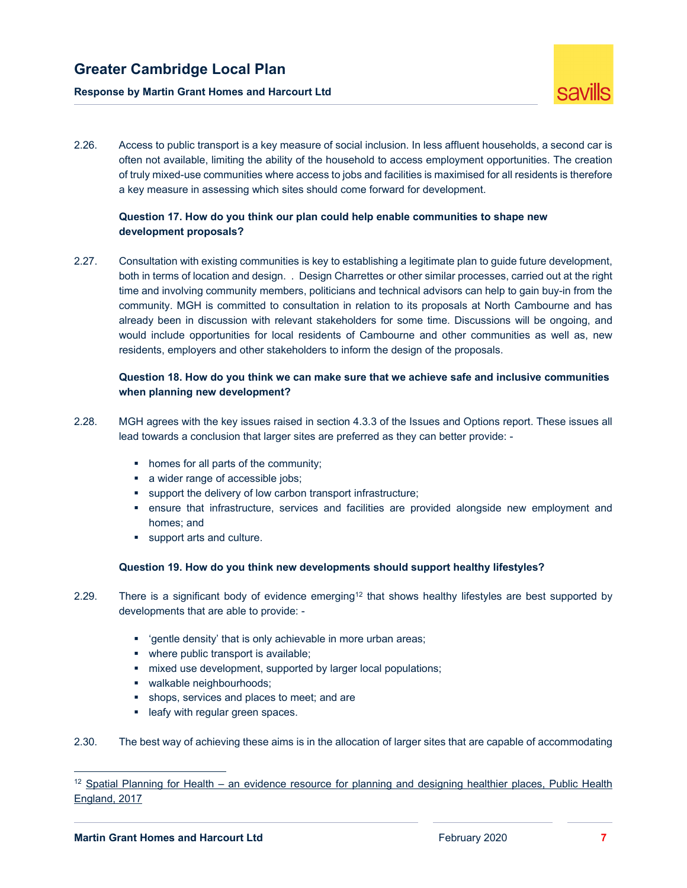2.26. Access to public transport is a key measure of social inclusion. In less affluent households, a second car is often not available, limiting the ability of the household to access employment opportunities. The creation of truly mixed-use communities where access to jobs and facilities is maximised for all residents is therefore a key measure in assessing which sites should come forward for development.

**Question 17. How do you think our plan could help enable communities to shape new development proposals?**

2.27. Consultation with existing communities is key to establishing a legitimate plan to guide future development, both in terms of location and design. . Design Charrettes or other similar processes, carried out at the right time and involving community members, politicians and technical advisors can help to gain buy-in from the community. MGH is committed to consultation in relation to its proposals at North Cambourne and has already been in discussion with relevant stakeholders for some time. Discussions will be ongoing, and would include opportunities for local residents of Cambourne and other communities as well as, new residents, employers and other stakeholders to inform the design of the proposals.

**Question 18. How do you think we can make sure that we achieve safe and inclusive communities when planning new development?**

2.28. MGH agrees with the key issues raised in section 4.3.3 of the Issues and Options report. These issues all lead towards a conclusion that larger sites are preferred as they can better provide: -

- homes for all parts of the community;
- a wider range of accessible jobs;
- support the delivery of low carbon transport infrastructure;
- ensure that infrastructure, services and facilities are provided alongside new employment and homes; and
- support arts and culture.

**Question 19. How do you think new developments should support healthy lifestyles?**

2.29. There is a significant body of evidence emerging[12] that shows healthy lifestyles are best supported by developments that are able to provide: -

- 'gentle density' that is only achievable in more urban areas;
- where public transport is available;
- mixed use development, supported by larger local populations;
- walkable neighbourhoods;
- shops, services and places to meet; and are
- leafy with regular green spaces.

2.30. The best way of achieving these aims is in the allocation of larger sites that are capable of accommodating

[12] Spatial Planning for Health – an evidence resource for planning and designing healthier places, Public Health England, 2017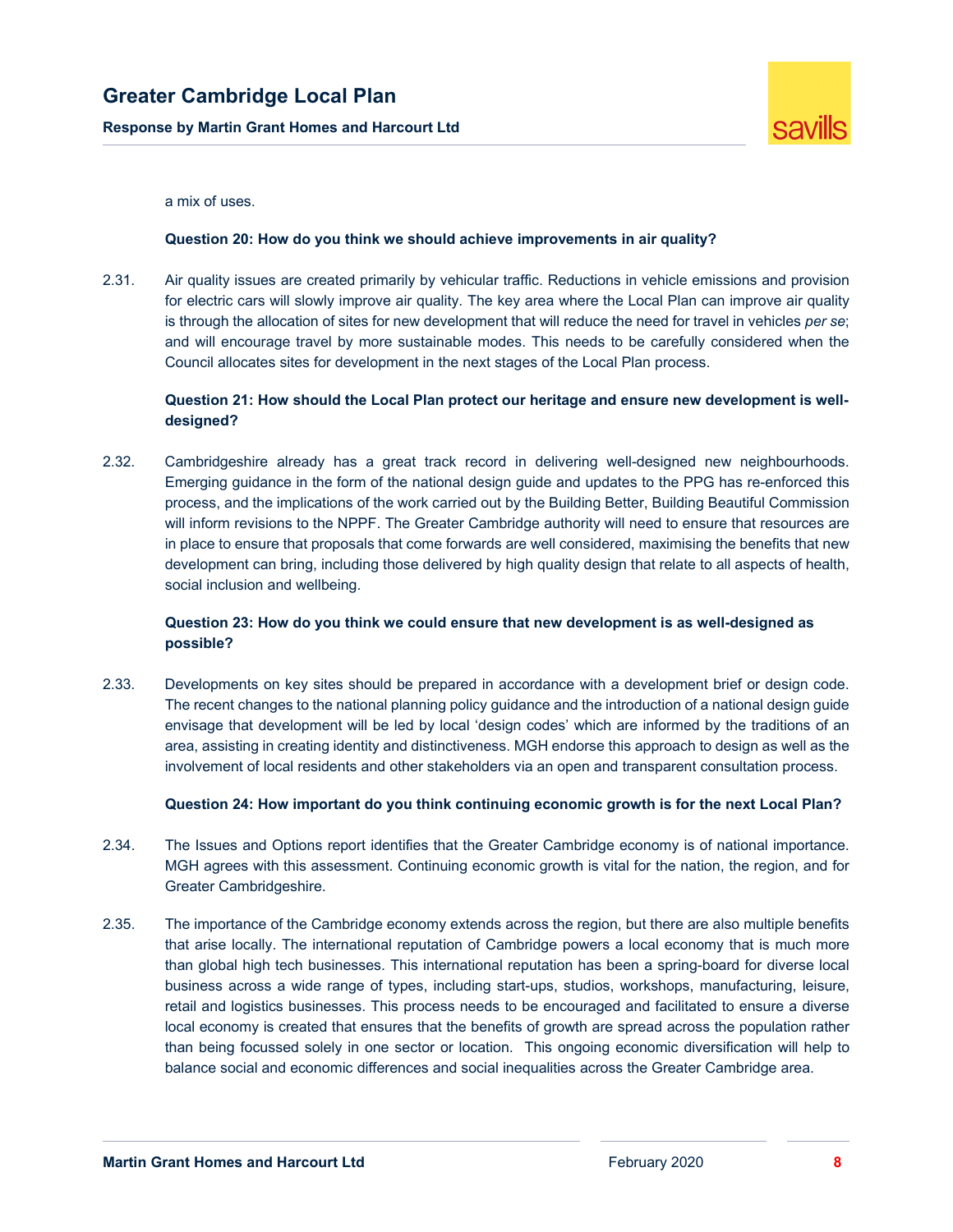a mix of uses.

**Question 20: How do you think we should achieve improvements in air quality?**

2.31. Air quality issues are created primarily by vehicular traffic. Reductions in vehicle emissions and provision for electric cars will slowly improve air quality. The key area where the Local Plan can improve air quality is through the allocation of sites for new development that will reduce the need for travel in vehicles *per se*; and will encourage travel by more sustainable modes. This needs to be carefully considered when the Council allocates sites for development in the next stages of the Local Plan process.

**Question 21: How should the Local Plan protect our heritage and ensure new development is well-designed?**

2.32. Cambridgeshire already has a great track record in delivering well-designed new neighbourhoods. Emerging guidance in the form of the national design guide and updates to the PPG has re-enforced this process, and the implications of the work carried out by the Building Better, Building Beautiful Commission will inform revisions to the NPPF. The Greater Cambridge authority will need to ensure that resources are in place to ensure that proposals that come forwards are well considered, maximising the benefits that new development can bring, including those delivered by high quality design that relate to all aspects of health, social inclusion and wellbeing.

**Question 23: How do you think we could ensure that new development is as well-designed as possible?**

2.33. Developments on key sites should be prepared in accordance with a development brief or design code. The recent changes to the national planning policy guidance and the introduction of a national design guide envisage that development will be led by local 'design codes' which are informed by the traditions of an area, assisting in creating identity and distinctiveness. MGH endorse this approach to design as well as the involvement of local residents and other stakeholders via an open and transparent consultation process.

**Question 24: How important do you think continuing economic growth is for the next Local Plan?**

2.34. The Issues and Options report identifies that the Greater Cambridge economy is of national importance. MGH agrees with this assessment. Continuing economic growth is vital for the nation, the region, and for Greater Cambridgeshire.

2.35. The importance of the Cambridge economy extends across the region, but there are also multiple benefits that arise locally. The international reputation of Cambridge powers a local economy that is much more than global high tech businesses. This international reputation has been a spring-board for diverse local business across a wide range of types, including start-ups, studios, workshops, manufacturing, leisure, retail and logistics businesses. This process needs to be encouraged and facilitated to ensure a diverse local economy is created that ensures that the benefits of growth are spread across the population rather than being focussed solely in one sector or location. This ongoing economic diversification will help to balance social and economic differences and social inequalities across the Greater Cambridge area.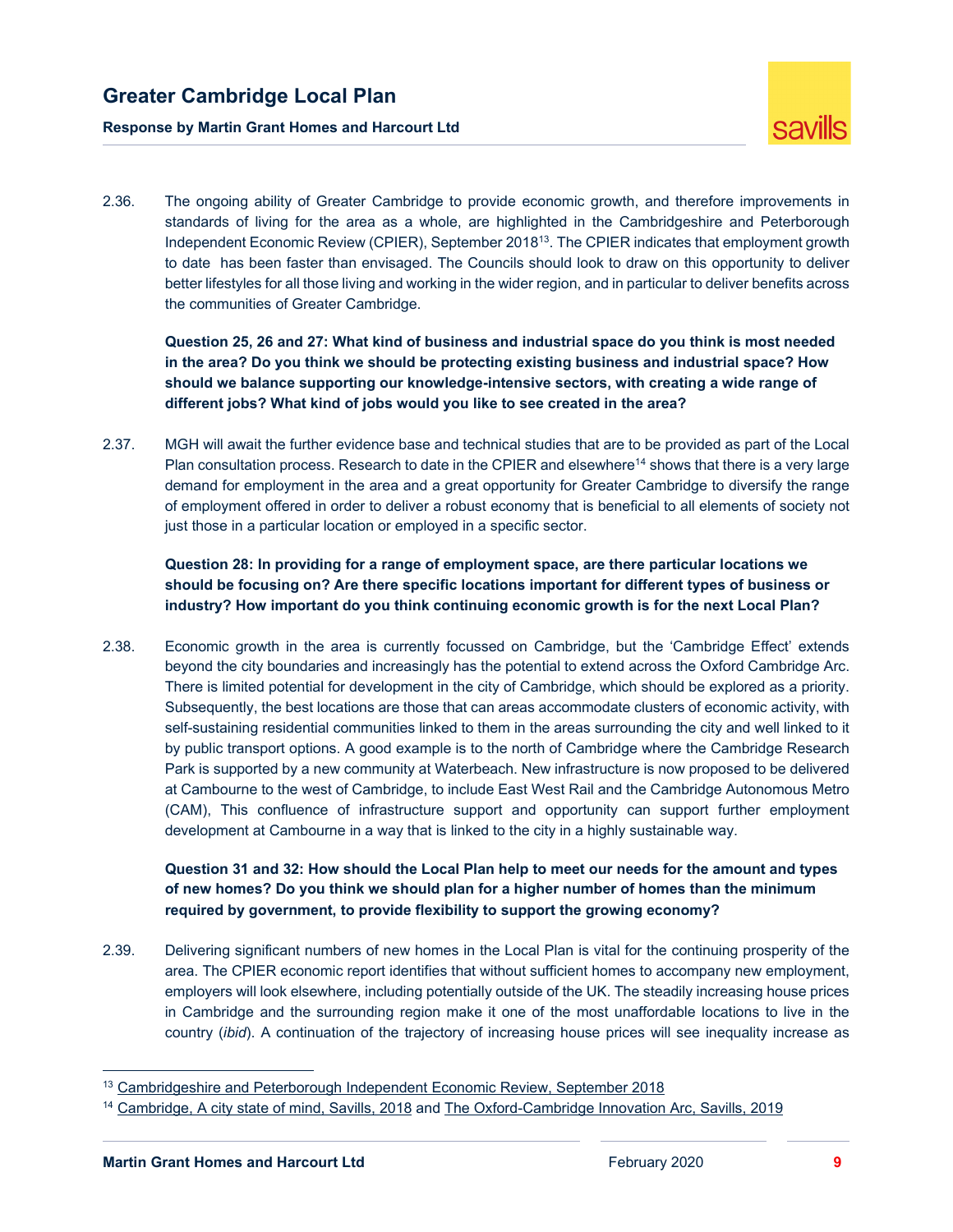2.36. The ongoing ability of Greater Cambridge to provide economic growth, and therefore improvements in standards of living for the area as a whole, are highlighted in the Cambridgeshire and Peterborough Independent Economic Review (CPIER), September 2018[13]. The CPIER indicates that employment growth to date has been faster than envisaged. The Councils should look to draw on this opportunity to deliver better lifestyles for all those living and working in the wider region, and in particular to deliver benefits across the communities of Greater Cambridge.

**Question 25, 26 and 27: What kind of business and industrial space do you think is most needed in the area? Do you think we should be protecting existing business and industrial space? How should we balance supporting our knowledge-intensive sectors, with creating a wide range of different jobs? What kind of jobs would you like to see created in the area?**

2.37. MGH will await the further evidence base and technical studies that are to be provided as part of the Local Plan consultation process. Research to date in the CPIER and elsewhere[14] shows that there is a very large demand for employment in the area and a great opportunity for Greater Cambridge to diversify the range of employment offered in order to deliver a robust economy that is beneficial to all elements of society not just those in a particular location or employed in a specific sector.

**Question 28: In providing for a range of employment space, are there particular locations we should be focusing on? Are there specific locations important for different types of business or industry? How important do you think continuing economic growth is for the next Local Plan?**

2.38. Economic growth in the area is currently focussed on Cambridge, but the 'Cambridge Effect' extends beyond the city boundaries and increasingly has the potential to extend across the Oxford Cambridge Arc. There is limited potential for development in the city of Cambridge, which should be explored as a priority. Subsequently, the best locations are those that can areas accommodate clusters of economic activity, with self-sustaining residential communities linked to them in the areas surrounding the city and well linked to it by public transport options. A good example is to the north of Cambridge where the Cambridge Research Park is supported by a new community at Waterbeach. New infrastructure is now proposed to be delivered at Cambourne to the west of Cambridge, to include East West Rail and the Cambridge Autonomous Metro (CAM), This confluence of infrastructure support and opportunity can support further employment development at Cambourne in a way that is linked to the city in a highly sustainable way.

**Question 31 and 32: How should the Local Plan help to meet our needs for the amount and types of new homes? Do you think we should plan for a higher number of homes than the minimum required by government, to provide flexibility to support the growing economy?**

2.39. Delivering significant numbers of new homes in the Local Plan is vital for the continuing prosperity of the area. The CPIER economic report identifies that without sufficient homes to accompany new employment, employers will look elsewhere, including potentially outside of the UK. The steadily increasing house prices in Cambridge and the surrounding region make it one of the most unaffordable locations to live in the country (*ibid*). A continuation of the trajectory of increasing house prices will see inequality increase as

[13] Cambridgeshire and Peterborough Independent Economic Review, September 2018

[14] Cambridge, A city state of mind, Savills, 2018 and The Oxford-Cambridge Innovation Arc, Savills, 2019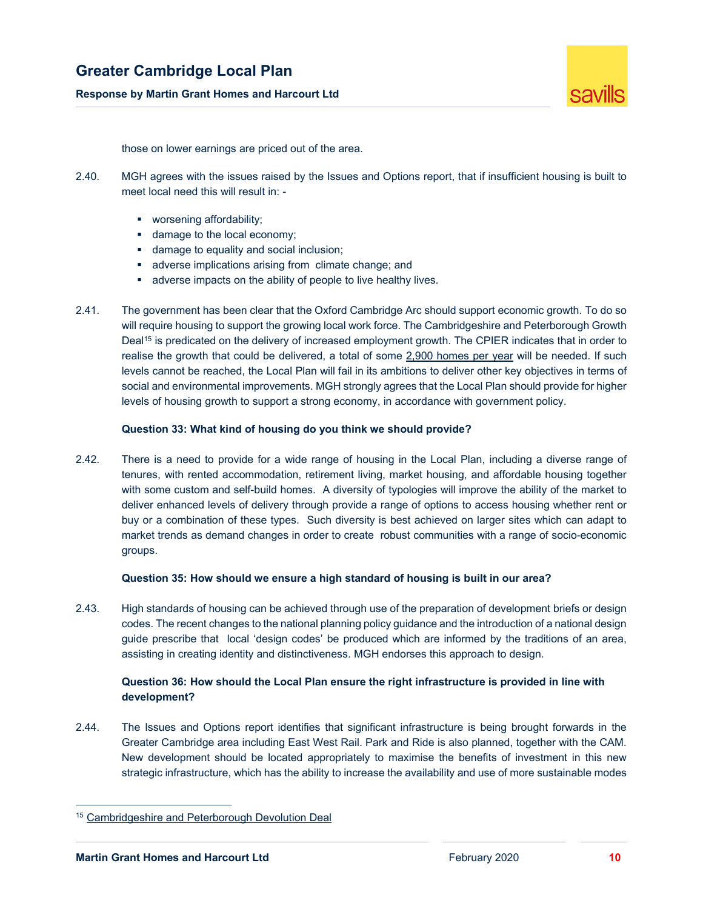those on lower earnings are priced out of the area.

2.40. MGH agrees with the issues raised by the Issues and Options report, that if insufficient housing is built to meet local need this will result in: -

- worsening affordability;
- damage to the local economy;
- damage to equality and social inclusion;
- adverse implications arising from climate change; and
- adverse impacts on the ability of people to live healthy lives.

2.41. The government has been clear that the Oxford Cambridge Arc should support economic growth. To do so will require housing to support the growing local work force. The Cambridgeshire and Peterborough Growth Deal[15] is predicated on the delivery of increased employment growth. The CPIER indicates that in order to realise the growth that could be delivered, a total of some 2,900 homes per year will be needed. If such levels cannot be reached, the Local Plan will fail in its ambitions to deliver other key objectives in terms of social and environmental improvements. MGH strongly agrees that the Local Plan should provide for higher levels of housing growth to support a strong economy, in accordance with government policy.

**Question 33: What kind of housing do you think we should provide?**

2.42. There is a need to provide for a wide range of housing in the Local Plan, including a diverse range of tenures, with rented accommodation, retirement living, market housing, and affordable housing together with some custom and self-build homes. A diversity of typologies will improve the ability of the market to deliver enhanced levels of delivery through provide a range of options to access housing whether rent or buy or a combination of these types. Such diversity is best achieved on larger sites which can adapt to market trends as demand changes in order to create robust communities with a range of socio-economic groups.

**Question 35: How should we ensure a high standard of housing is built in our area?**

2.43. High standards of housing can be achieved through use of the preparation of development briefs or design codes. The recent changes to the national planning policy guidance and the introduction of a national design guide prescribe that local 'design codes' be produced which are informed by the traditions of an area, assisting in creating identity and distinctiveness. MGH endorses this approach to design.

**Question 36: How should the Local Plan ensure the right infrastructure is provided in line with development?**

2.44. The Issues and Options report identifies that significant infrastructure is being brought forwards in the Greater Cambridge area including East West Rail. Park and Ride is also planned, together with the CAM. New development should be located appropriately to maximise the benefits of investment in this new strategic infrastructure, which has the ability to increase the availability and use of more sustainable modes

[15] Cambridgeshire and Peterborough Devolution Deal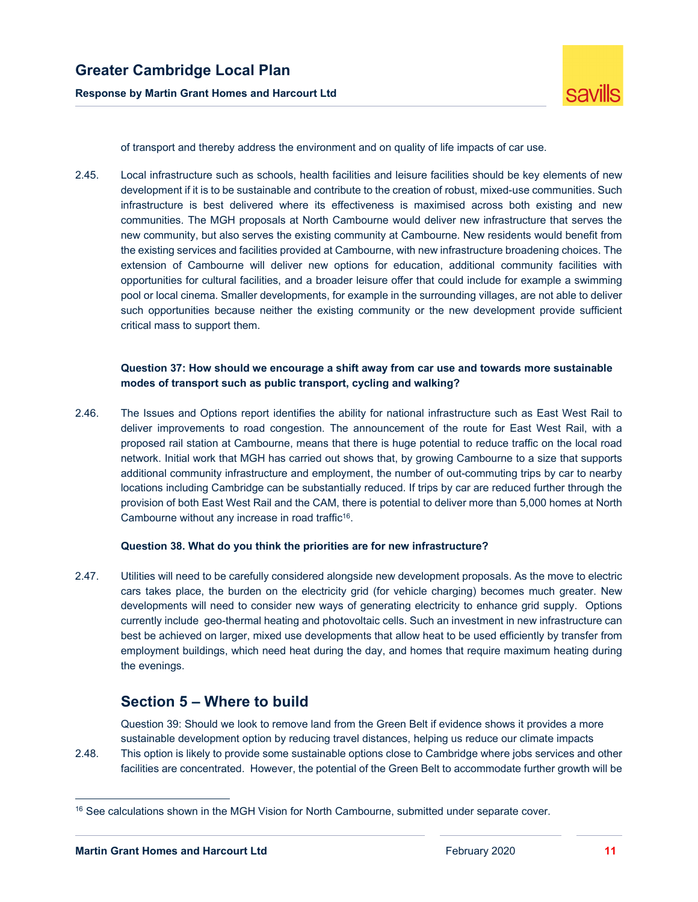of transport and thereby address the environment and on quality of life impacts of car use.

2.45. Local infrastructure such as schools, health facilities and leisure facilities should be key elements of new development if it is to be sustainable and contribute to the creation of robust, mixed-use communities. Such infrastructure is best delivered where its effectiveness is maximised across both existing and new communities. The MGH proposals at North Cambourne would deliver new infrastructure that serves the new community, but also serves the existing community at Cambourne. New residents would benefit from the existing services and facilities provided at Cambourne, with new infrastructure broadening choices. The extension of Cambourne will deliver new options for education, additional community facilities with opportunities for cultural facilities, and a broader leisure offer that could include for example a swimming pool or local cinema. Smaller developments, for example in the surrounding villages, are not able to deliver such opportunities because neither the existing community or the new development provide sufficient critical mass to support them.

**Question 37: How should we encourage a shift away from car use and towards more sustainable modes of transport such as public transport, cycling and walking?**

2.46. The Issues and Options report identifies the ability for national infrastructure such as East West Rail to deliver improvements to road congestion. The announcement of the route for East West Rail, with a proposed rail station at Cambourne, means that there is huge potential to reduce traffic on the local road network. Initial work that MGH has carried out shows that, by growing Cambourne to a size that supports additional community infrastructure and employment, the number of out-commuting trips by car to nearby locations including Cambridge can be substantially reduced. If trips by car are reduced further through the provision of both East West Rail and the CAM, there is potential to deliver more than 5,000 homes at North Cambourne without any increase in road traffic[16].

**Question 38. What do you think the priorities are for new infrastructure?**

2.47. Utilities will need to be carefully considered alongside new development proposals. As the move to electric cars takes place, the burden on the electricity grid (for vehicle charging) becomes much greater. New developments will need to consider new ways of generating electricity to enhance grid supply. Options currently include geo-thermal heating and photovoltaic cells. Such an investment in new infrastructure can best be achieved on larger, mixed use developments that allow heat to be used efficiently by transfer from employment buildings, which need heat during the day, and homes that require maximum heating during the evenings.

## Section 5 – Where to build

Question 39: Should we look to remove land from the Green Belt if evidence shows it provides a more sustainable development option by reducing travel distances, helping us reduce our climate impacts

2.48. This option is likely to provide some sustainable options close to Cambridge where jobs services and other facilities are concentrated. However, the potential of the Green Belt to accommodate further growth will be

[16] See calculations shown in the MGH Vision for North Cambourne, submitted under separate cover.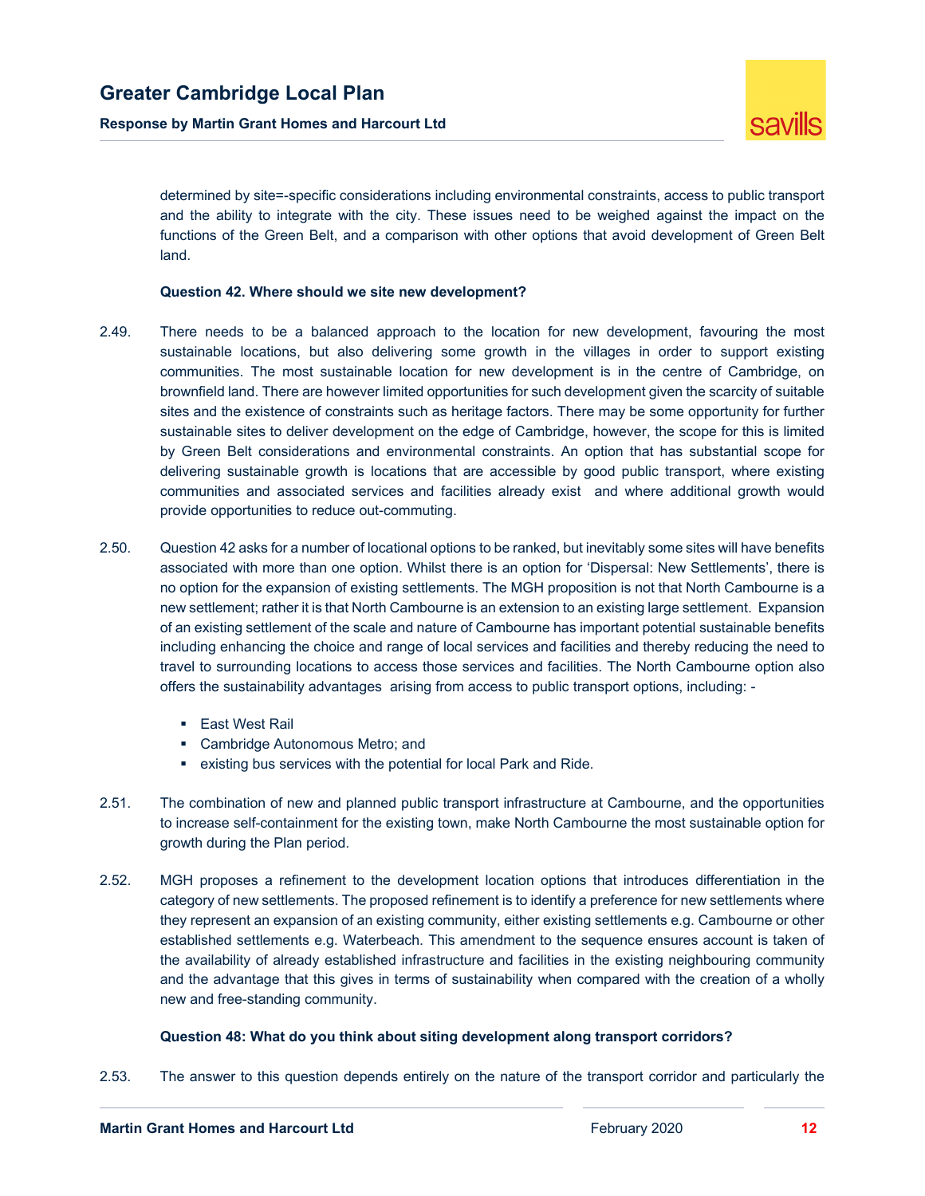determined by site=-specific considerations including environmental constraints, access to public transport and the ability to integrate with the city. These issues need to be weighed against the impact on the functions of the Green Belt, and a comparison with other options that avoid development of Green Belt land.

**Question 42. Where should we site new development?**

2.49. There needs to be a balanced approach to the location for new development, favouring the most sustainable locations, but also delivering some growth in the villages in order to support existing communities. The most sustainable location for new development is in the centre of Cambridge, on brownfield land. There are however limited opportunities for such development given the scarcity of suitable sites and the existence of constraints such as heritage factors. There may be some opportunity for further sustainable sites to deliver development on the edge of Cambridge, however, the scope for this is limited by Green Belt considerations and environmental constraints. An option that has substantial scope for delivering sustainable growth is locations that are accessible by good public transport, where existing communities and associated services and facilities already exist and where additional growth would provide opportunities to reduce out-commuting.

2.50. Question 42 asks for a number of locational options to be ranked, but inevitably some sites will have benefits associated with more than one option. Whilst there is an option for 'Dispersal: New Settlements', there is no option for the expansion of existing settlements. The MGH proposition is not that North Cambourne is a new settlement; rather it is that North Cambourne is an extension to an existing large settlement. Expansion of an existing settlement of the scale and nature of Cambourne has important potential sustainable benefits including enhancing the choice and range of local services and facilities and thereby reducing the need to travel to surrounding locations to access those services and facilities. The North Cambourne option also offers the sustainability advantages arising from access to public transport options, including: -

- East West Rail
- Cambridge Autonomous Metro; and
- existing bus services with the potential for local Park and Ride.

2.51. The combination of new and planned public transport infrastructure at Cambourne, and the opportunities to increase self-containment for the existing town, make North Cambourne the most sustainable option for growth during the Plan period.

2.52. MGH proposes a refinement to the development location options that introduces differentiation in the category of new settlements. The proposed refinement is to identify a preference for new settlements where they represent an expansion of an existing community, either existing settlements e.g. Cambourne or other established settlements e.g. Waterbeach. This amendment to the sequence ensures account is taken of the availability of already established infrastructure and facilities in the existing neighbouring community and the advantage that this gives in terms of sustainability when compared with the creation of a wholly new and free-standing community.

**Question 48: What do you think about siting development along transport corridors?**

2.53. The answer to this question depends entirely on the nature of the transport corridor and particularly the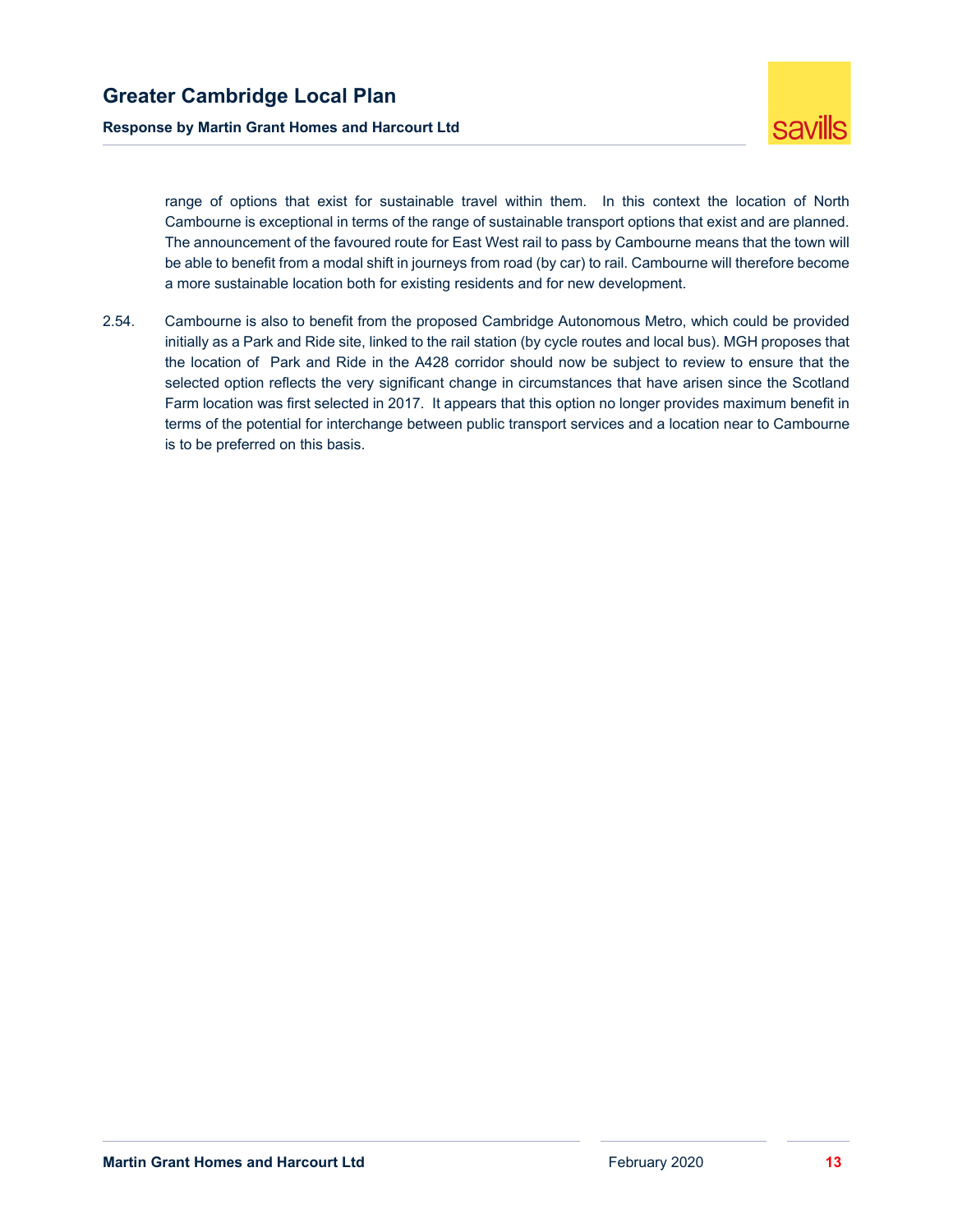range of options that exist for sustainable travel within them. In this context the location of North Cambourne is exceptional in terms of the range of sustainable transport options that exist and are planned. The announcement of the favoured route for East West rail to pass by Cambourne means that the town will be able to benefit from a modal shift in journeys from road (by car) to rail. Cambourne will therefore become a more sustainable location both for existing residents and for new development.

2.54. Cambourne is also to benefit from the proposed Cambridge Autonomous Metro, which could be provided initially as a Park and Ride site, linked to the rail station (by cycle routes and local bus). MGH proposes that the location of Park and Ride in the A428 corridor should now be subject to review to ensure that the selected option reflects the very significant change in circumstances that have arisen since the Scotland Farm location was first selected in 2017. It appears that this option no longer provides maximum benefit in terms of the potential for interchange between public transport services and a location near to Cambourne is to be preferred on this basis.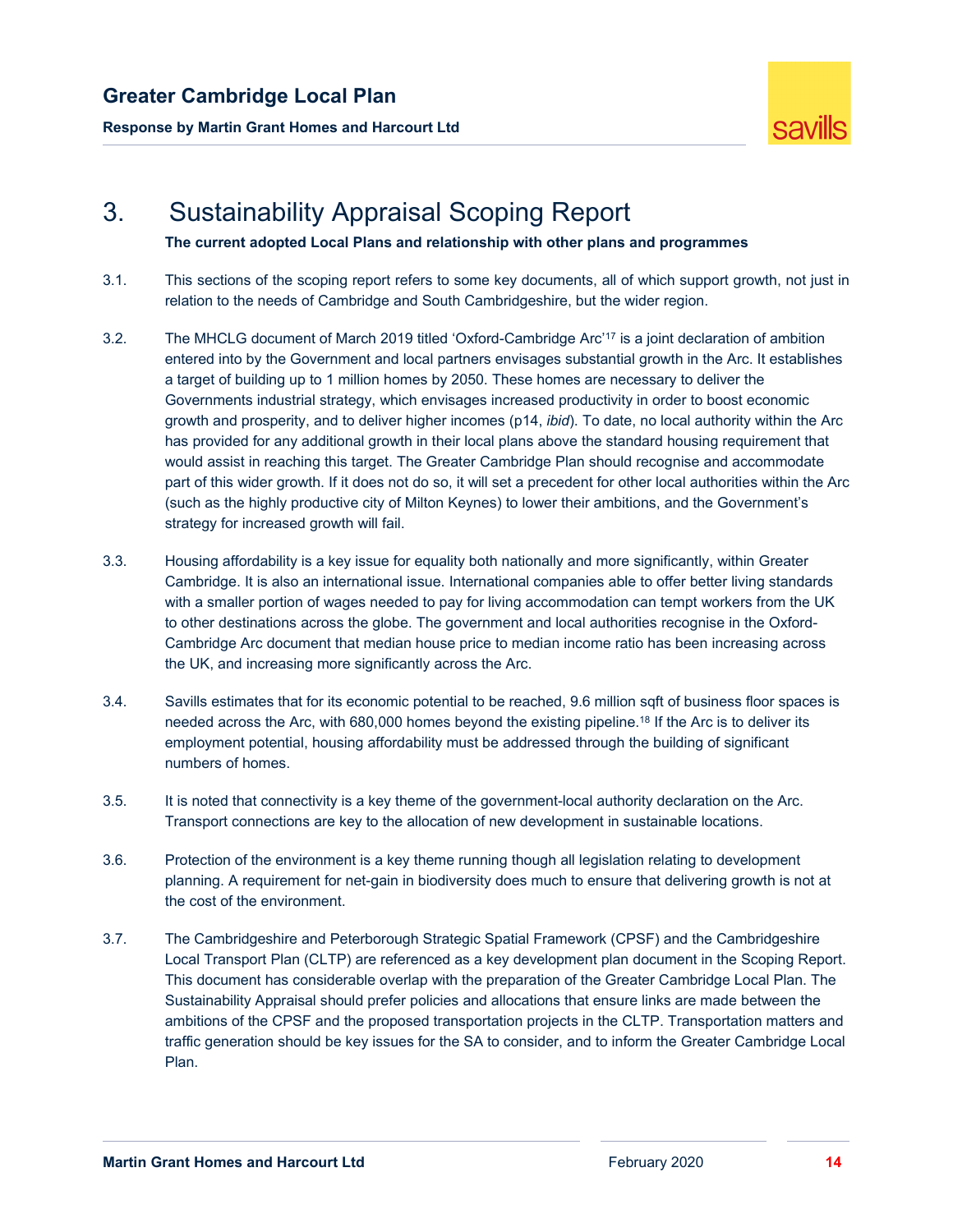# 3. Sustainability Appraisal Scoping Report

**The current adopted Local Plans and relationship with other plans and programmes**

3.1. This sections of the scoping report refers to some key documents, all of which support growth, not just in relation to the needs of Cambridge and South Cambridgeshire, but the wider region.

3.2. The MHCLG document of March 2019 titled 'Oxford-Cambridge Arc'[17] is a joint declaration of ambition entered into by the Government and local partners envisages substantial growth in the Arc. It establishes a target of building up to 1 million homes by 2050. These homes are necessary to deliver the Governments industrial strategy, which envisages increased productivity in order to boost economic growth and prosperity, and to deliver higher incomes (p14, *ibid*). To date, no local authority within the Arc has provided for any additional growth in their local plans above the standard housing requirement that would assist in reaching this target. The Greater Cambridge Plan should recognise and accommodate part of this wider growth. If it does not do so, it will set a precedent for other local authorities within the Arc (such as the highly productive city of Milton Keynes) to lower their ambitions, and the Government's strategy for increased growth will fail.

3.3. Housing affordability is a key issue for equality both nationally and more significantly, within Greater Cambridge. It is also an international issue. International companies able to offer better living standards with a smaller portion of wages needed to pay for living accommodation can tempt workers from the UK to other destinations across the globe. The government and local authorities recognise in the Oxford-Cambridge Arc document that median house price to median income ratio has been increasing across the UK, and increasing more significantly across the Arc.

3.4. Savills estimates that for its economic potential to be reached, 9.6 million sqft of business floor spaces is needed across the Arc, with 680,000 homes beyond the existing pipeline.[18] If the Arc is to deliver its employment potential, housing affordability must be addressed through the building of significant numbers of homes.

3.5. It is noted that connectivity is a key theme of the government-local authority declaration on the Arc. Transport connections are key to the allocation of new development in sustainable locations.

3.6. Protection of the environment is a key theme running though all legislation relating to development planning. A requirement for net-gain in biodiversity does much to ensure that delivering growth is not at the cost of the environment.

3.7. The Cambridgeshire and Peterborough Strategic Spatial Framework (CPSF) and the Cambridgeshire Local Transport Plan (CLTP) are referenced as a key development plan document in the Scoping Report. This document has considerable overlap with the preparation of the Greater Cambridge Local Plan. The Sustainability Appraisal should prefer policies and allocations that ensure links are made between the ambitions of the CPSF and the proposed transportation projects in the CLTP. Transportation matters and traffic generation should be key issues for the SA to consider, and to inform the Greater Cambridge Local Plan.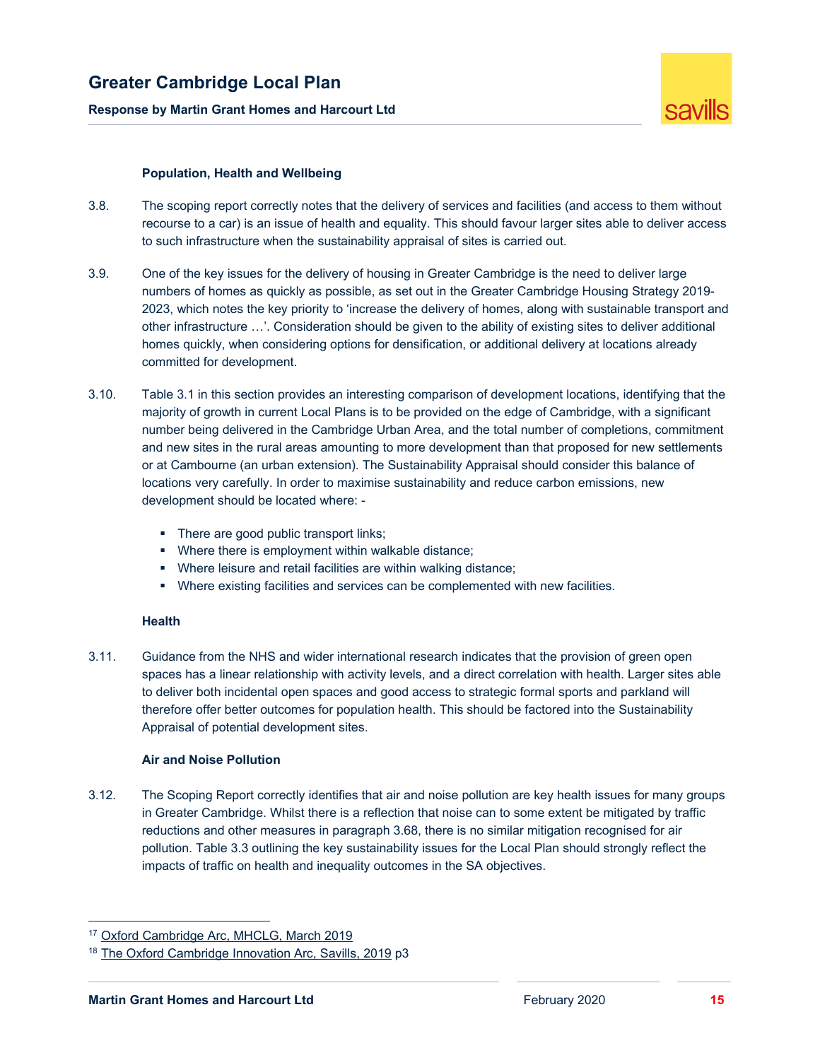### Population, Health and Wellbeing

3.8. The scoping report correctly notes that the delivery of services and facilities (and access to them without recourse to a car) is an issue of health and equality. This should favour larger sites able to deliver access to such infrastructure when the sustainability appraisal of sites is carried out.

3.9. One of the key issues for the delivery of housing in Greater Cambridge is the need to deliver large numbers of homes as quickly as possible, as set out in the Greater Cambridge Housing Strategy 2019-2023, which notes the key priority to 'increase the delivery of homes, along with sustainable transport and other infrastructure …'. Consideration should be given to the ability of existing sites to deliver additional homes quickly, when considering options for densification, or additional delivery at locations already committed for development.

3.10. Table 3.1 in this section provides an interesting comparison of development locations, identifying that the majority of growth in current Local Plans is to be provided on the edge of Cambridge, with a significant number being delivered in the Cambridge Urban Area, and the total number of completions, commitment and new sites in the rural areas amounting to more development than that proposed for new settlements or at Cambourne (an urban extension). The Sustainability Appraisal should consider this balance of locations very carefully. In order to maximise sustainability and reduce carbon emissions, new development should be located where: -

- There are good public transport links;
- Where there is employment within walkable distance;
- Where leisure and retail facilities are within walking distance;
- Where existing facilities and services can be complemented with new facilities.

### Health

3.11. Guidance from the NHS and wider international research indicates that the provision of green open spaces has a linear relationship with activity levels, and a direct correlation with health. Larger sites able to deliver both incidental open spaces and good access to strategic formal sports and parkland will therefore offer better outcomes for population health. This should be factored into the Sustainability Appraisal of potential development sites.

### Air and Noise Pollution

3.12. The Scoping Report correctly identifies that air and noise pollution are key health issues for many groups in Greater Cambridge. Whilst there is a reflection that noise can to some extent be mitigated by traffic reductions and other measures in paragraph 3.68, there is no similar mitigation recognised for air pollution. Table 3.3 outlining the key sustainability issues for the Local Plan should strongly reflect the impacts of traffic on health and inequality outcomes in the SA objectives.

---

[17] Oxford Cambridge Arc, MHCLG, March 2019

[18] The Oxford Cambridge Innovation Arc, Savills, 2019 p3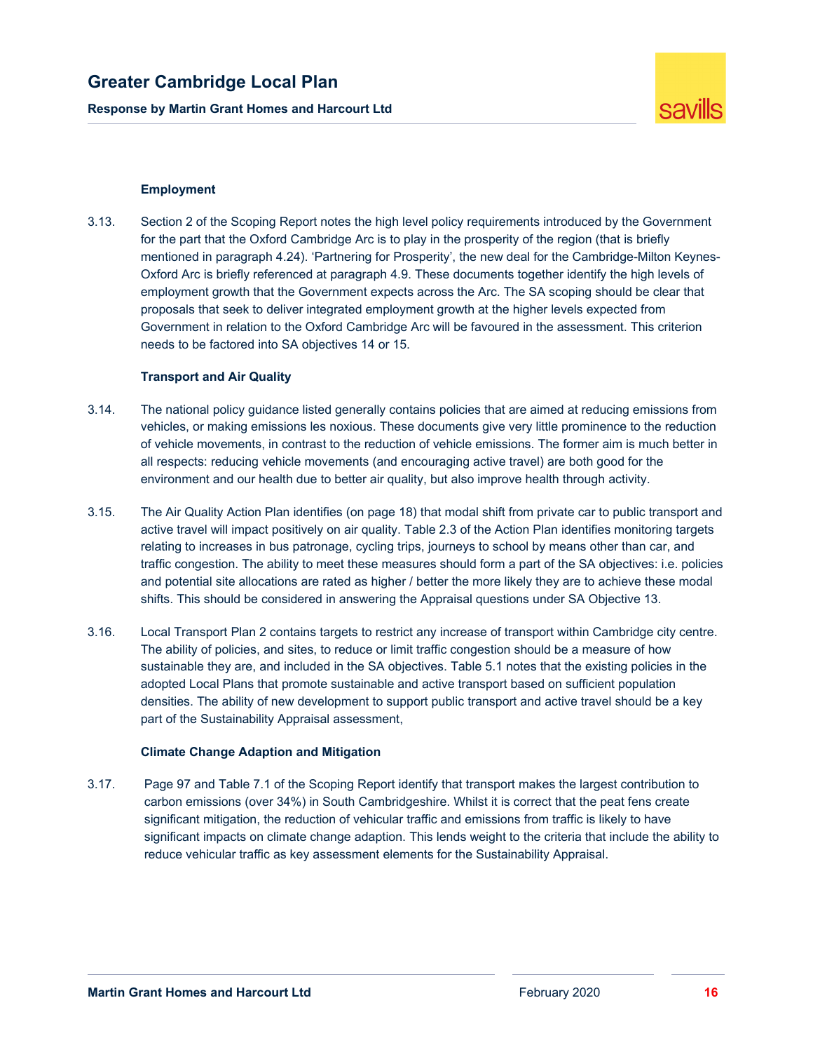### Employment

3.13. Section 2 of the Scoping Report notes the high level policy requirements introduced by the Government for the part that the Oxford Cambridge Arc is to play in the prosperity of the region (that is briefly mentioned in paragraph 4.24). 'Partnering for Prosperity', the new deal for the Cambridge-Milton Keynes-Oxford Arc is briefly referenced at paragraph 4.9. These documents together identify the high levels of employment growth that the Government expects across the Arc. The SA scoping should be clear that proposals that seek to deliver integrated employment growth at the higher levels expected from Government in relation to the Oxford Cambridge Arc will be favoured in the assessment. This criterion needs to be factored into SA objectives 14 or 15.

### Transport and Air Quality

3.14. The national policy guidance listed generally contains policies that are aimed at reducing emissions from vehicles, or making emissions les noxious. These documents give very little prominence to the reduction of vehicle movements, in contrast to the reduction of vehicle emissions. The former aim is much better in all respects: reducing vehicle movements (and encouraging active travel) are both good for the environment and our health due to better air quality, but also improve health through activity.

3.15. The Air Quality Action Plan identifies (on page 18) that modal shift from private car to public transport and active travel will impact positively on air quality. Table 2.3 of the Action Plan identifies monitoring targets relating to increases in bus patronage, cycling trips, journeys to school by means other than car, and traffic congestion. The ability to meet these measures should form a part of the SA objectives: i.e. policies and potential site allocations are rated as higher / better the more likely they are to achieve these modal shifts. This should be considered in answering the Appraisal questions under SA Objective 13.

3.16. Local Transport Plan 2 contains targets to restrict any increase of transport within Cambridge city centre. The ability of policies, and sites, to reduce or limit traffic congestion should be a measure of how sustainable they are, and included in the SA objectives. Table 5.1 notes that the existing policies in the adopted Local Plans that promote sustainable and active transport based on sufficient population densities. The ability of new development to support public transport and active travel should be a key part of the Sustainability Appraisal assessment,

### Climate Change Adaption and Mitigation

3.17. Page 97 and Table 7.1 of the Scoping Report identify that transport makes the largest contribution to carbon emissions (over 34%) in South Cambridgeshire. Whilst it is correct that the peat fens create significant mitigation, the reduction of vehicular traffic and emissions from traffic is likely to have significant impacts on climate change adaption. This lends weight to the criteria that include the ability to reduce vehicular traffic as key assessment elements for the Sustainability Appraisal.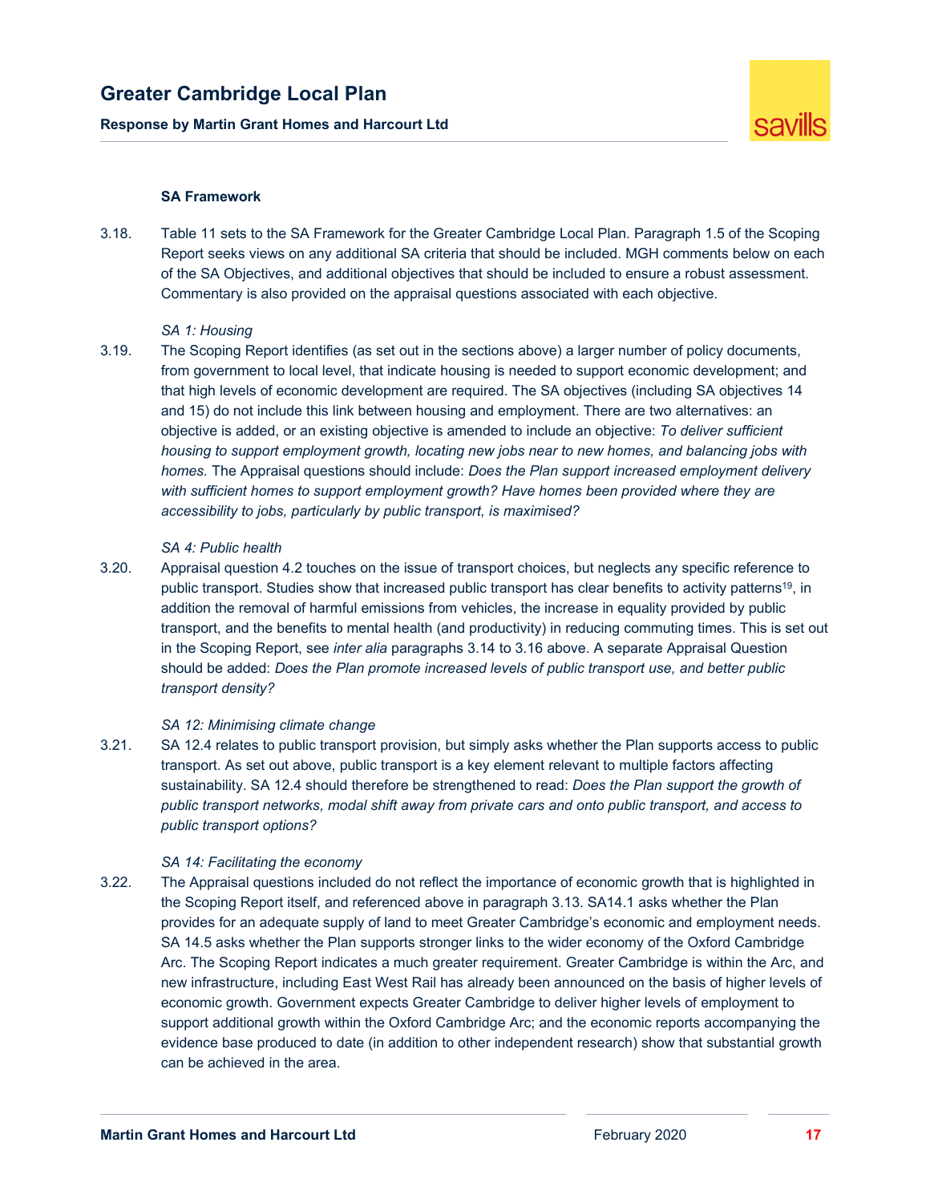### SA Framework

3.18. Table 11 sets to the SA Framework for the Greater Cambridge Local Plan. Paragraph 1.5 of the Scoping Report seeks views on any additional SA criteria that should be included. MGH comments below on each of the SA Objectives, and additional objectives that should be included to ensure a robust assessment. Commentary is also provided on the appraisal questions associated with each objective.

*SA 1: Housing*

3.19. The Scoping Report identifies (as set out in the sections above) a larger number of policy documents, from government to local level, that indicate housing is needed to support economic development; and that high levels of economic development are required. The SA objectives (including SA objectives 14 and 15) do not include this link between housing and employment. There are two alternatives: an objective is added, or an existing objective is amended to include an objective: *To deliver sufficient housing to support employment growth, locating new jobs near to new homes, and balancing jobs with homes.* The Appraisal questions should include: *Does the Plan support increased employment delivery with sufficient homes to support employment growth? Have homes been provided where they are accessibility to jobs, particularly by public transport, is maximised?*

*SA 4: Public health*

3.20. Appraisal question 4.2 touches on the issue of transport choices, but neglects any specific reference to public transport. Studies show that increased public transport has clear benefits to activity patterns[19], in addition the removal of harmful emissions from vehicles, the increase in equality provided by public transport, and the benefits to mental health (and productivity) in reducing commuting times. This is set out in the Scoping Report, see *inter alia* paragraphs 3.14 to 3.16 above. A separate Appraisal Question should be added: *Does the Plan promote increased levels of public transport use, and better public transport density?*

*SA 12: Minimising climate change*

3.21. SA 12.4 relates to public transport provision, but simply asks whether the Plan supports access to public transport. As set out above, public transport is a key element relevant to multiple factors affecting sustainability. SA 12.4 should therefore be strengthened to read: *Does the Plan support the growth of public transport networks, modal shift away from private cars and onto public transport, and access to public transport options?*

*SA 14: Facilitating the economy*

3.22. The Appraisal questions included do not reflect the importance of economic growth that is highlighted in the Scoping Report itself, and referenced above in paragraph 3.13. SA14.1 asks whether the Plan provides for an adequate supply of land to meet Greater Cambridge's economic and employment needs. SA 14.5 asks whether the Plan supports stronger links to the wider economy of the Oxford Cambridge Arc. The Scoping Report indicates a much greater requirement. Greater Cambridge is within the Arc, and new infrastructure, including East West Rail has already been announced on the basis of higher levels of economic growth. Government expects Greater Cambridge to deliver higher levels of employment to support additional growth within the Oxford Cambridge Arc; and the economic reports accompanying the evidence base produced to date (in addition to other independent research) show that substantial growth can be achieved in the area.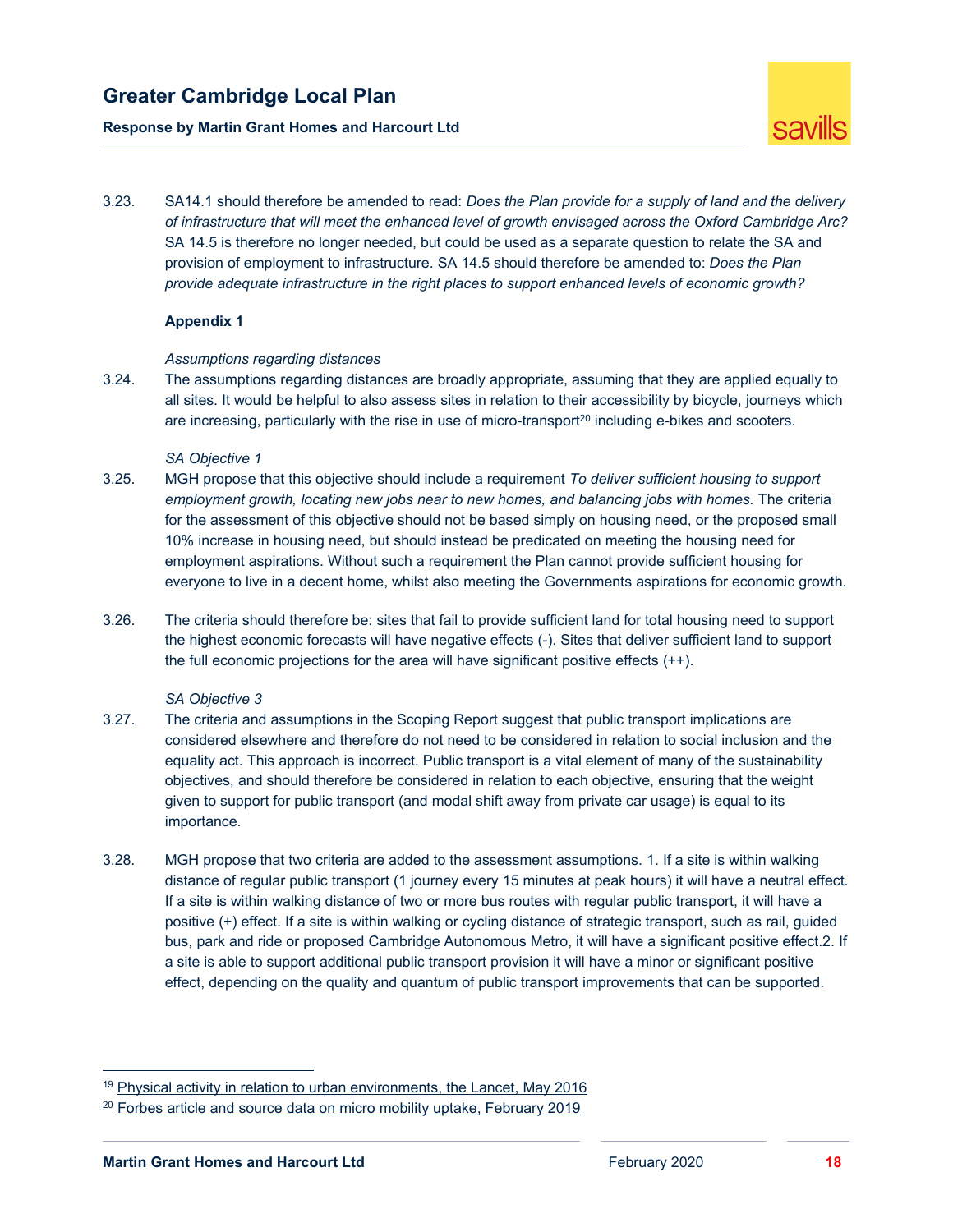3.23. SA14.1 should therefore be amended to read: *Does the Plan provide for a supply of land and the delivery of infrastructure that will meet the enhanced level of growth envisaged across the Oxford Cambridge Arc?* SA 14.5 is therefore no longer needed, but could be used as a separate question to relate the SA and provision of employment to infrastructure. SA 14.5 should therefore be amended to: *Does the Plan provide adequate infrastructure in the right places to support enhanced levels of economic growth?*

**Appendix 1**

*Assumptions regarding distances*

3.24. The assumptions regarding distances are broadly appropriate, assuming that they are applied equally to all sites. It would be helpful to also assess sites in relation to their accessibility by bicycle, journeys which are increasing, particularly with the rise in use of micro-transport[20] including e-bikes and scooters.

*SA Objective 1*

3.25. MGH propose that this objective should include a requirement *To deliver sufficient housing to support employment growth, locating new jobs near to new homes, and balancing jobs with homes.* The criteria for the assessment of this objective should not be based simply on housing need, or the proposed small 10% increase in housing need, but should instead be predicated on meeting the housing need for employment aspirations. Without such a requirement the Plan cannot provide sufficient housing for everyone to live in a decent home, whilst also meeting the Governments aspirations for economic growth.

3.26. The criteria should therefore be: sites that fail to provide sufficient land for total housing need to support the highest economic forecasts will have negative effects (-). Sites that deliver sufficient land to support the full economic projections for the area will have significant positive effects (++).

*SA Objective 3*

3.27. The criteria and assumptions in the Scoping Report suggest that public transport implications are considered elsewhere and therefore do not need to be considered in relation to social inclusion and the equality act. This approach is incorrect. Public transport is a vital element of many of the sustainability objectives, and should therefore be considered in relation to each objective, ensuring that the weight given to support for public transport (and modal shift away from private car usage) is equal to its importance.

3.28. MGH propose that two criteria are added to the assessment assumptions. 1. If a site is within walking distance of regular public transport (1 journey every 15 minutes at peak hours) it will have a neutral effect. If a site is within walking distance of two or more bus routes with regular public transport, it will have a positive (+) effect. If a site is within walking or cycling distance of strategic transport, such as rail, guided bus, park and ride or proposed Cambridge Autonomous Metro, it will have a significant positive effect.2. If a site is able to support additional public transport provision it will have a minor or significant positive effect, depending on the quality and quantum of public transport improvements that can be supported.

---

[19] Physical activity in relation to urban environments, the Lancet, May 2016

[20] Forbes article and source data on micro mobility uptake, February 2019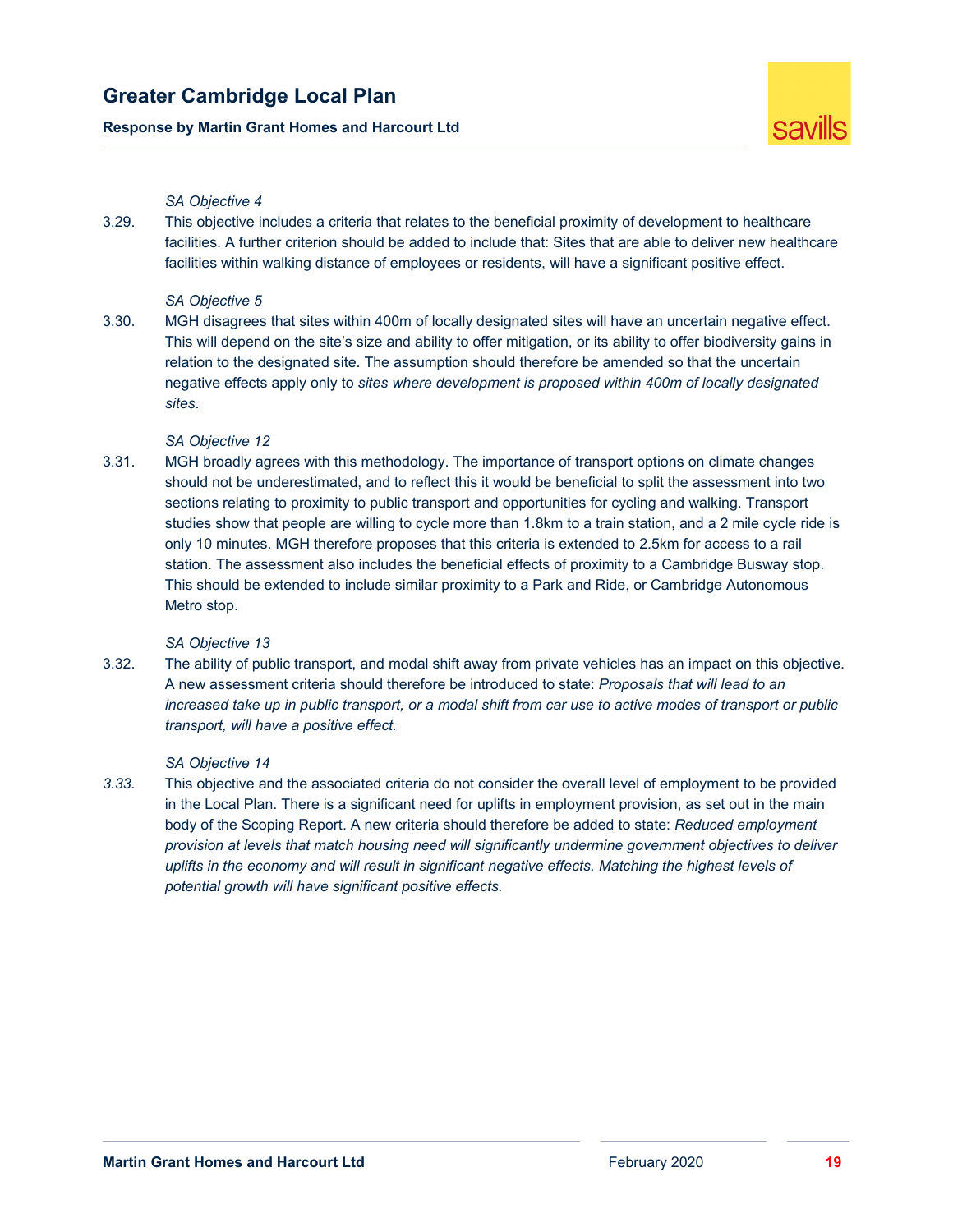*SA Objective 4*

3.29. This objective includes a criteria that relates to the beneficial proximity of development to healthcare facilities. A further criterion should be added to include that: Sites that are able to deliver new healthcare facilities within walking distance of employees or residents, will have a significant positive effect.

*SA Objective 5*

3.30. MGH disagrees that sites within 400m of locally designated sites will have an uncertain negative effect. This will depend on the site's size and ability to offer mitigation, or its ability to offer biodiversity gains in relation to the designated site. The assumption should therefore be amended so that the uncertain negative effects apply only to *sites where development is proposed within 400m of locally designated sites*.

*SA Objective 12*

3.31. MGH broadly agrees with this methodology. The importance of transport options on climate changes should not be underestimated, and to reflect this it would be beneficial to split the assessment into two sections relating to proximity to public transport and opportunities for cycling and walking. Transport studies show that people are willing to cycle more than 1.8km to a train station, and a 2 mile cycle ride is only 10 minutes. MGH therefore proposes that this criteria is extended to 2.5km for access to a rail station. The assessment also includes the beneficial effects of proximity to a Cambridge Busway stop. This should be extended to include similar proximity to a Park and Ride, or Cambridge Autonomous Metro stop.

*SA Objective 13*

3.32. The ability of public transport, and modal shift away from private vehicles has an impact on this objective. A new assessment criteria should therefore be introduced to state: *Proposals that will lead to an increased take up in public transport, or a modal shift from car use to active modes of transport or public transport, will have a positive effect.*

*SA Objective 14*

*3.33.* This objective and the associated criteria do not consider the overall level of employment to be provided in the Local Plan. There is a significant need for uplifts in employment provision, as set out in the main body of the Scoping Report. A new criteria should therefore be added to state: *Reduced employment provision at levels that match housing need will significantly undermine government objectives to deliver uplifts in the economy and will result in significant negative effects. Matching the highest levels of potential growth will have significant positive effects.*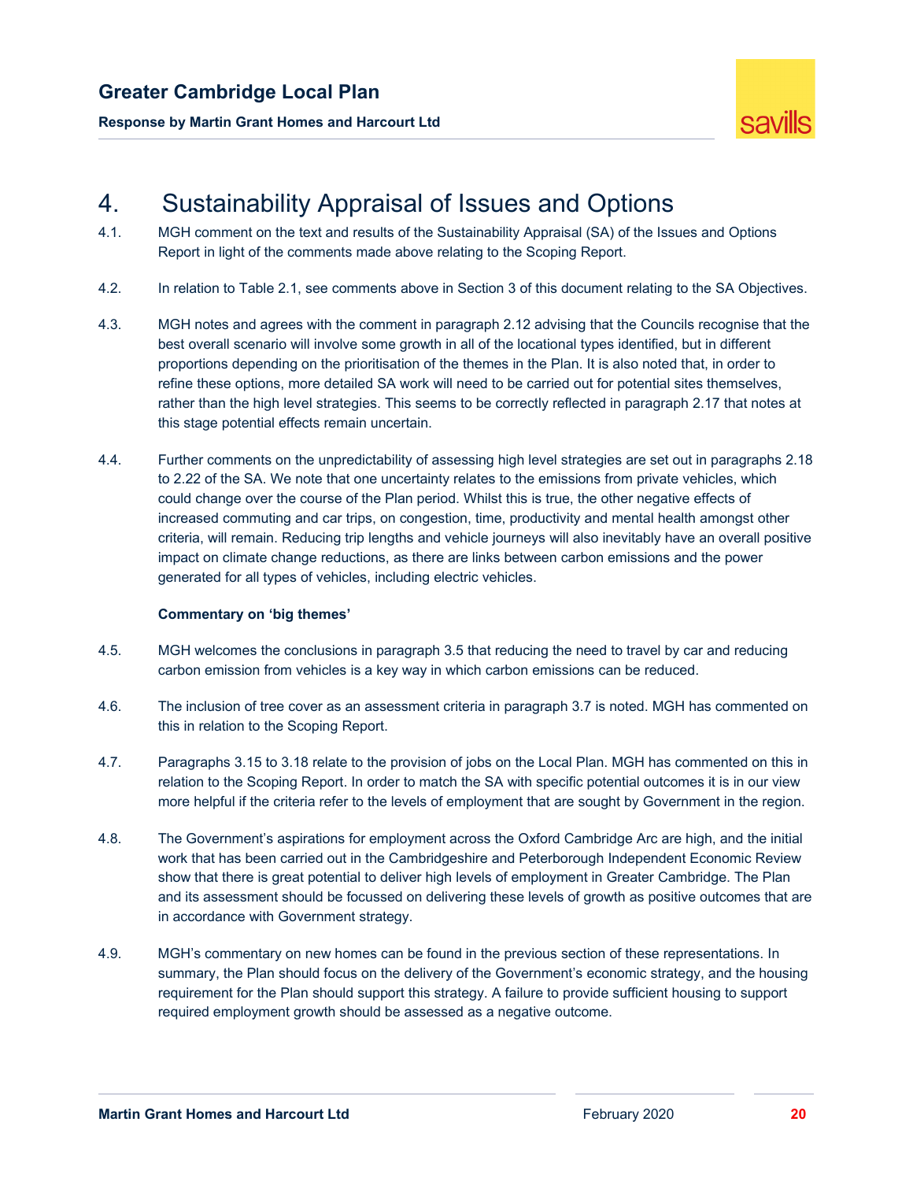# 4. Sustainability Appraisal of Issues and Options

4.1. MGH comment on the text and results of the Sustainability Appraisal (SA) of the Issues and Options Report in light of the comments made above relating to the Scoping Report.

4.2. In relation to Table 2.1, see comments above in Section 3 of this document relating to the SA Objectives.

4.3. MGH notes and agrees with the comment in paragraph 2.12 advising that the Councils recognise that the best overall scenario will involve some growth in all of the locational types identified, but in different proportions depending on the prioritisation of the themes in the Plan. It is also noted that, in order to refine these options, more detailed SA work will need to be carried out for potential sites themselves, rather than the high level strategies. This seems to be correctly reflected in paragraph 2.17 that notes at this stage potential effects remain uncertain.

4.4. Further comments on the unpredictability of assessing high level strategies are set out in paragraphs 2.18 to 2.22 of the SA. We note that one uncertainty relates to the emissions from private vehicles, which could change over the course of the Plan period. Whilst this is true, the other negative effects of increased commuting and car trips, on congestion, time, productivity and mental health amongst other criteria, will remain. Reducing trip lengths and vehicle journeys will also inevitably have an overall positive impact on climate change reductions, as there are links between carbon emissions and the power generated for all types of vehicles, including electric vehicles.

**Commentary on 'big themes'**

4.5. MGH welcomes the conclusions in paragraph 3.5 that reducing the need to travel by car and reducing carbon emission from vehicles is a key way in which carbon emissions can be reduced.

4.6. The inclusion of tree cover as an assessment criteria in paragraph 3.7 is noted. MGH has commented on this in relation to the Scoping Report.

4.7. Paragraphs 3.15 to 3.18 relate to the provision of jobs on the Local Plan. MGH has commented on this in relation to the Scoping Report. In order to match the SA with specific potential outcomes it is in our view more helpful if the criteria refer to the levels of employment that are sought by Government in the region.

4.8. The Government's aspirations for employment across the Oxford Cambridge Arc are high, and the initial work that has been carried out in the Cambridgeshire and Peterborough Independent Economic Review show that there is great potential to deliver high levels of employment in Greater Cambridge. The Plan and its assessment should be focussed on delivering these levels of growth as positive outcomes that are in accordance with Government strategy.

4.9. MGH's commentary on new homes can be found in the previous section of these representations. In summary, the Plan should focus on the delivery of the Government's economic strategy, and the housing requirement for the Plan should support this strategy. A failure to provide sufficient housing to support required employment growth should be assessed as a negative outcome.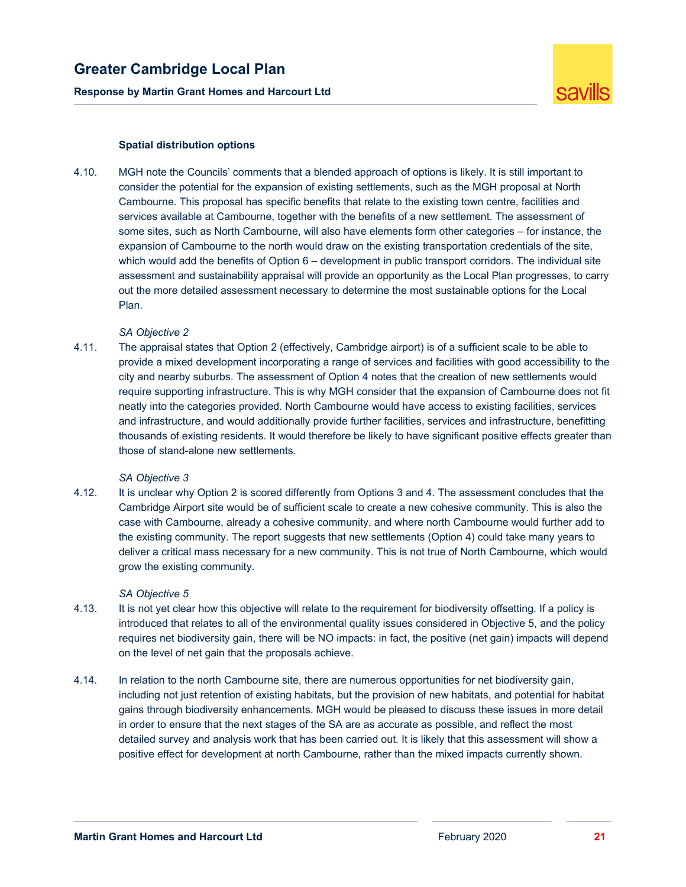**Spatial distribution options**

4.10. MGH note the Councils' comments that a blended approach of options is likely. It is still important to consider the potential for the expansion of existing settlements, such as the MGH proposal at North Cambourne. This proposal has specific benefits that relate to the existing town centre, facilities and services available at Cambourne, together with the benefits of a new settlement. The assessment of some sites, such as North Cambourne, will also have elements form other categories – for instance, the expansion of Cambourne to the north would draw on the existing transportation credentials of the site, which would add the benefits of Option 6 – development in public transport corridors. The individual site assessment and sustainability appraisal will provide an opportunity as the Local Plan progresses, to carry out the more detailed assessment necessary to determine the most sustainable options for the Local Plan.

*SA Objective 2*

4.11. The appraisal states that Option 2 (effectively, Cambridge airport) is of a sufficient scale to be able to provide a mixed development incorporating a range of services and facilities with good accessibility to the city and nearby suburbs. The assessment of Option 4 notes that the creation of new settlements would require supporting infrastructure. This is why MGH consider that the expansion of Cambourne does not fit neatly into the categories provided. North Cambourne would have access to existing facilities, services and infrastructure, and would additionally provide further facilities, services and infrastructure, benefitting thousands of existing residents. It would therefore be likely to have significant positive effects greater than those of stand-alone new settlements.

*SA Objective 3*

4.12. It is unclear why Option 2 is scored differently from Options 3 and 4. The assessment concludes that the Cambridge Airport site would be of sufficient scale to create a new cohesive community. This is also the case with Cambourne, already a cohesive community, and where north Cambourne would further add to the existing community. The report suggests that new settlements (Option 4) could take many years to deliver a critical mass necessary for a new community. This is not true of North Cambourne, which would grow the existing community.

*SA Objective 5*

4.13. It is not yet clear how this objective will relate to the requirement for biodiversity offsetting. If a policy is introduced that relates to all of the environmental quality issues considered in Objective 5, and the policy requires net biodiversity gain, there will be NO impacts: in fact, the positive (net gain) impacts will depend on the level of net gain that the proposals achieve.

4.14. In relation to the north Cambourne site, there are numerous opportunities for net biodiversity gain, including not just retention of existing habitats, but the provision of new habitats, and potential for habitat gains through biodiversity enhancements. MGH would be pleased to discuss these issues in more detail in order to ensure that the next stages of the SA are as accurate as possible, and reflect the most detailed survey and analysis work that has been carried out. It is likely that this assessment will show a positive effect for development at north Cambourne, rather than the mixed impacts currently shown.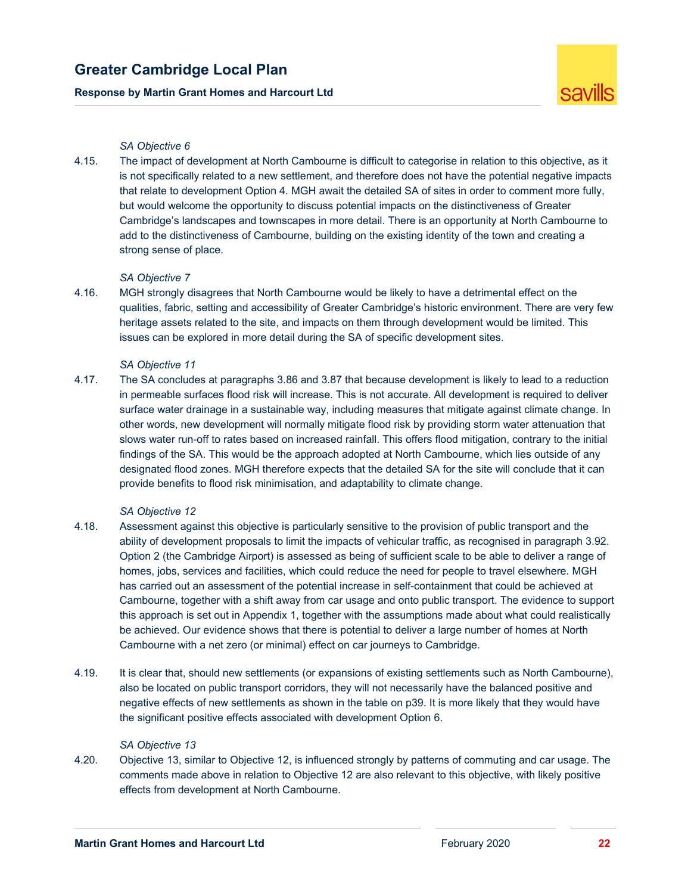*SA Objective 6*

4.15. The impact of development at North Cambourne is difficult to categorise in relation to this objective, as it is not specifically related to a new settlement, and therefore does not have the potential negative impacts that relate to development Option 4. MGH await the detailed SA of sites in order to comment more fully, but would welcome the opportunity to discuss potential impacts on the distinctiveness of Greater Cambridge's landscapes and townscapes in more detail. There is an opportunity at North Cambourne to add to the distinctiveness of Cambourne, building on the existing identity of the town and creating a strong sense of place.

*SA Objective 7*

4.16. MGH strongly disagrees that North Cambourne would be likely to have a detrimental effect on the qualities, fabric, setting and accessibility of Greater Cambridge's historic environment. There are very few heritage assets related to the site, and impacts on them through development would be limited. This issues can be explored in more detail during the SA of specific development sites.

*SA Objective 11*

4.17. The SA concludes at paragraphs 3.86 and 3.87 that because development is likely to lead to a reduction in permeable surfaces flood risk will increase. This is not accurate. All development is required to deliver surface water drainage in a sustainable way, including measures that mitigate against climate change. In other words, new development will normally mitigate flood risk by providing storm water attenuation that slows water run-off to rates based on increased rainfall. This offers flood mitigation, contrary to the initial findings of the SA. This would be the approach adopted at North Cambourne, which lies outside of any designated flood zones. MGH therefore expects that the detailed SA for the site will conclude that it can provide benefits to flood risk minimisation, and adaptability to climate change.

*SA Objective 12*

4.18. Assessment against this objective is particularly sensitive to the provision of public transport and the ability of development proposals to limit the impacts of vehicular traffic, as recognised in paragraph 3.92. Option 2 (the Cambridge Airport) is assessed as being of sufficient scale to be able to deliver a range of homes, jobs, services and facilities, which could reduce the need for people to travel elsewhere. MGH has carried out an assessment of the potential increase in self-containment that could be achieved at Cambourne, together with a shift away from car usage and onto public transport. The evidence to support this approach is set out in Appendix 1, together with the assumptions made about what could realistically be achieved. Our evidence shows that there is potential to deliver a large number of homes at North Cambourne with a net zero (or minimal) effect on car journeys to Cambridge.

4.19. It is clear that, should new settlements (or expansions of existing settlements such as North Cambourne), also be located on public transport corridors, they will not necessarily have the balanced positive and negative effects of new settlements as shown in the table on p39. It is more likely that they would have the significant positive effects associated with development Option 6.

*SA Objective 13*

4.20. Objective 13, similar to Objective 12, is influenced strongly by patterns of commuting and car usage. The comments made above in relation to Objective 12 are also relevant to this objective, with likely positive effects from development at North Cambourne.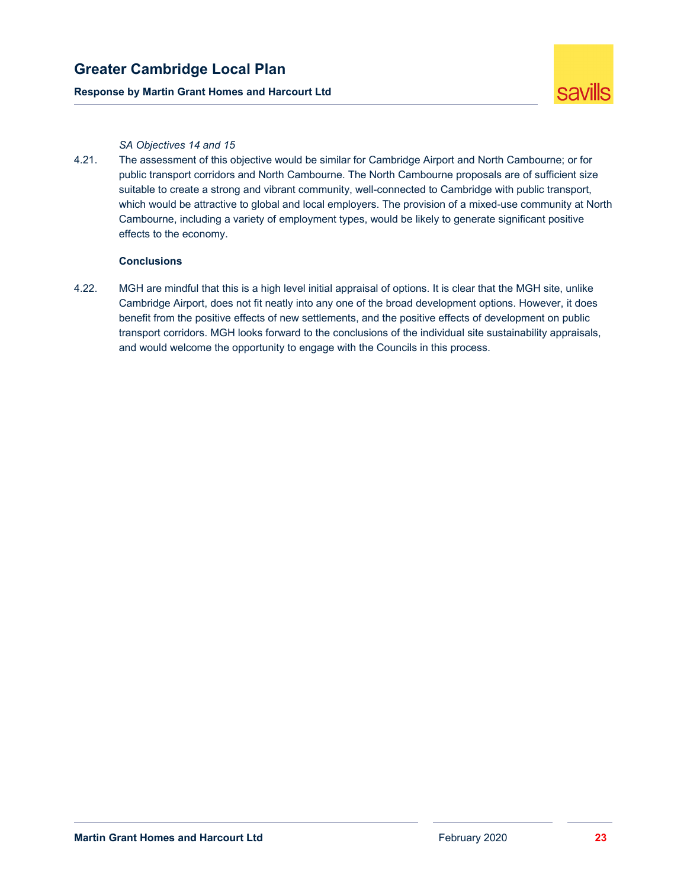*SA Objectives 14 and 15*

4.21. The assessment of this objective would be similar for Cambridge Airport and North Cambourne; or for public transport corridors and North Cambourne. The North Cambourne proposals are of sufficient size suitable to create a strong and vibrant community, well-connected to Cambridge with public transport, which would be attractive to global and local employers. The provision of a mixed-use community at North Cambourne, including a variety of employment types, would be likely to generate significant positive effects to the economy.

**Conclusions**

4.22. MGH are mindful that this is a high level initial appraisal of options. It is clear that the MGH site, unlike Cambridge Airport, does not fit neatly into any one of the broad development options. However, it does benefit from the positive effects of new settlements, and the positive effects of development on public transport corridors. MGH looks forward to the conclusions of the individual site sustainability appraisals, and would welcome the opportunity to engage with the Councils in this process.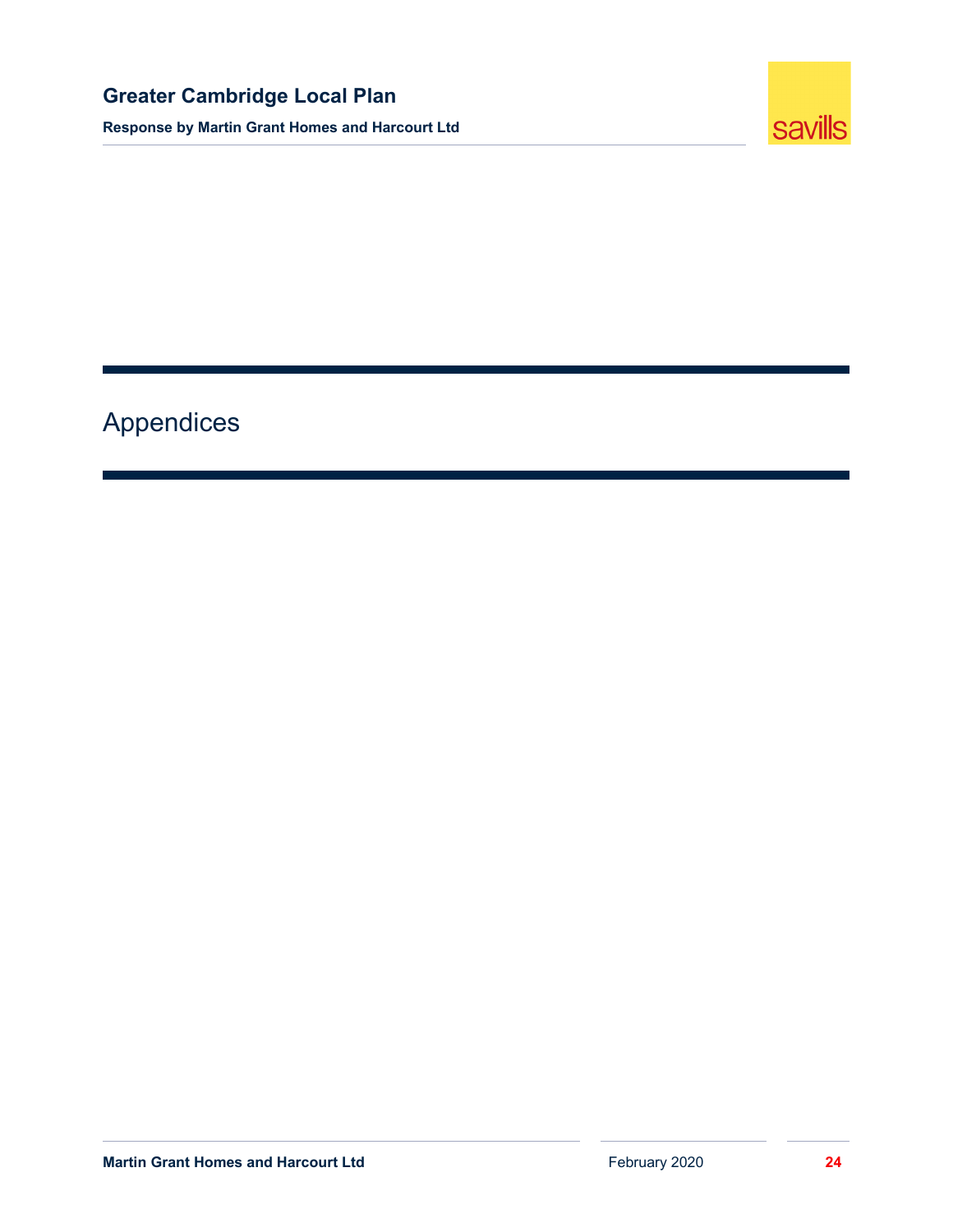# Appendices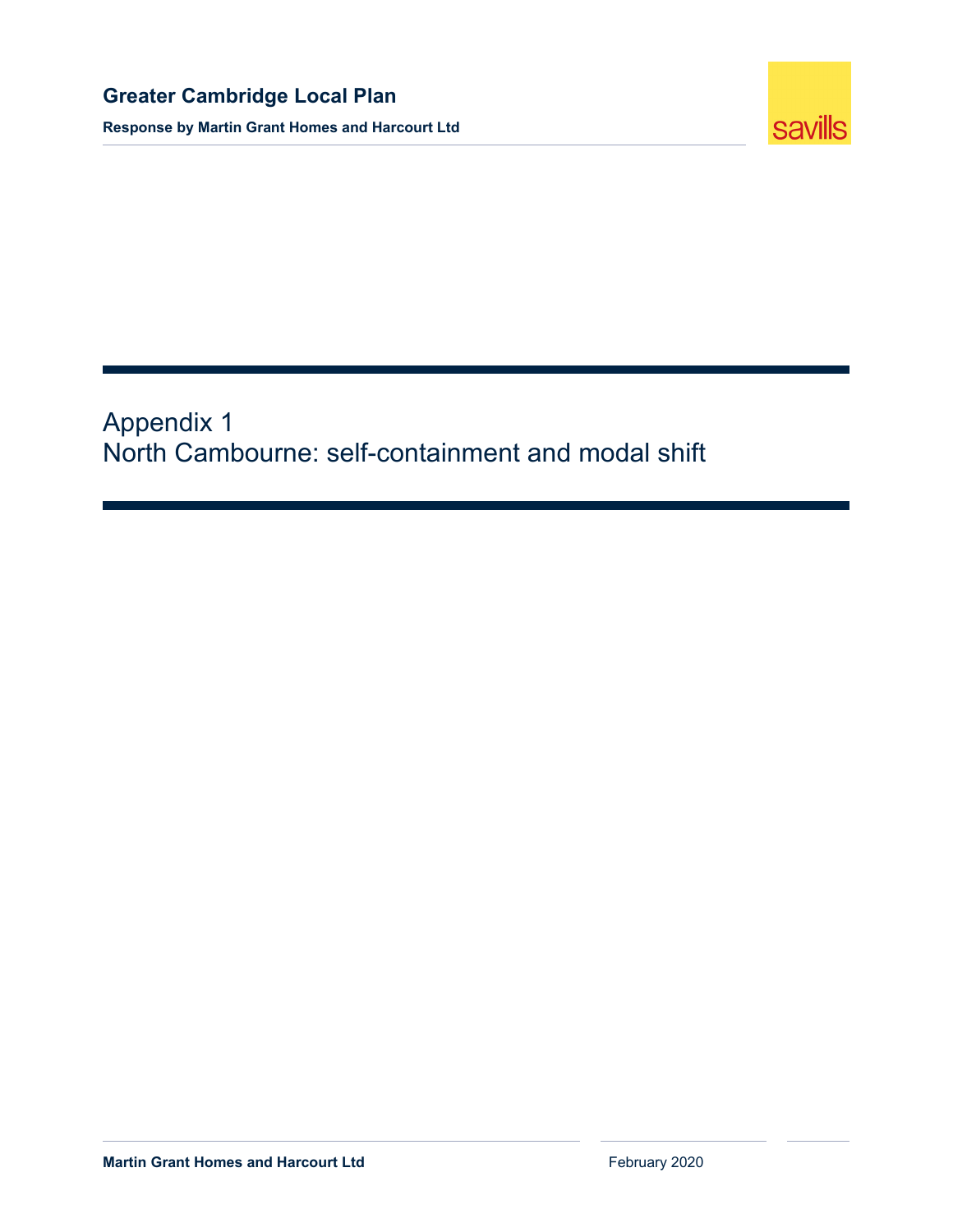# Appendix 1
## North Cambourne: self-containment and modal shift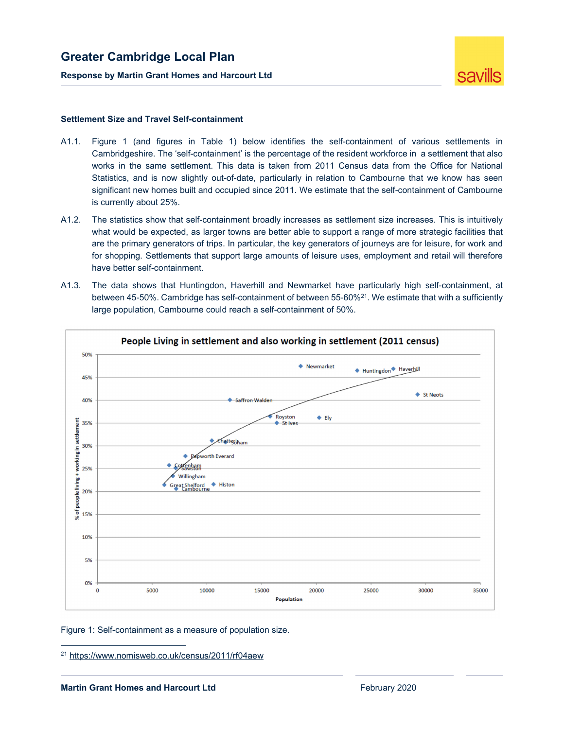### Settlement Size and Travel Self-containment

A1.1. Figure 1 (and figures in Table 1) below identifies the self-containment of various settlements in Cambridgeshire. The 'self-containment' is the percentage of the resident workforce in a settlement that also works in the same settlement. This data is taken from 2011 Census data from the Office for National Statistics, and is now slightly out-of-date, particularly in relation to Cambourne that we know has seen significant new homes built and occupied since 2011. We estimate that the self-containment of Cambourne is currently about 25%.

A1.2. The statistics show that self-containment broadly increases as settlement size increases. This is intuitively what would be expected, as larger towns are better able to support a range of more strategic facilities that are the primary generators of trips. In particular, the key generators of journeys are for leisure, for work and for shopping. Settlements that support large amounts of leisure uses, employment and retail will therefore have better self-containment.

A1.3. The data shows that Huntingdon, Haverhill and Newmarket have particularly high self-containment, at between 45-50%. Cambridge has self-containment of between 55-60%[21]. We estimate that with a sufficiently large population, Cambourne could reach a self-containment of 50%.

Figure 1: Self-containment as a measure of population size.

[21] https://www.nomisweb.co.uk/census/2011/rf04aew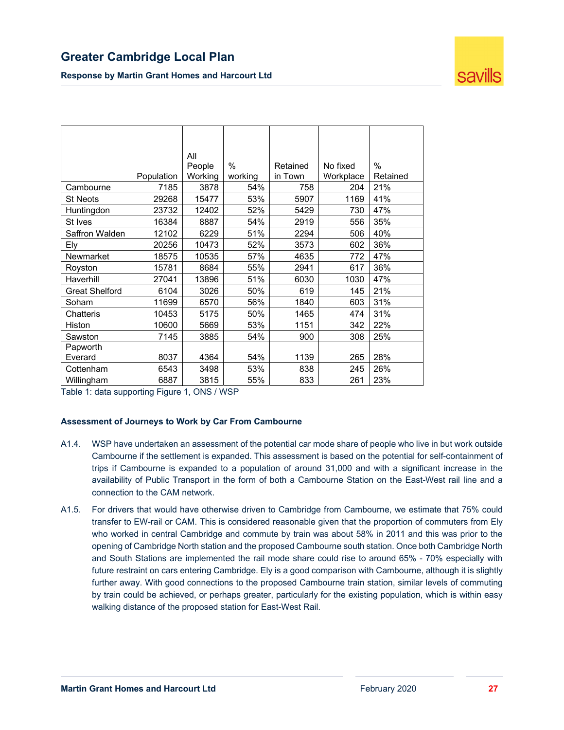| | Population | All People Working | % working | Retained in Town | No fixed Workplace | % Retained |
|---|---|---|---|---|---|---|
| Cambourne | 7185 | 3878 | 54% | 758 | 204 | 21% |
| St Neots | 29268 | 15477 | 53% | 5907 | 1169 | 41% |
| Huntingdon | 23732 | 12402 | 52% | 5429 | 730 | 47% |
| St Ives | 16384 | 8887 | 54% | 2919 | 556 | 35% |
| Saffron Walden | 12102 | 6229 | 51% | 2294 | 506 | 40% |
| Ely | 20256 | 10473 | 52% | 3573 | 602 | 36% |
| Newmarket | 18575 | 10535 | 57% | 4635 | 772 | 47% |
| Royston | 15781 | 8684 | 55% | 2941 | 617 | 36% |
| Haverhill | 27041 | 13896 | 51% | 6030 | 1030 | 47% |
| Great Shelford | 6104 | 3026 | 50% | 619 | 145 | 21% |
| Soham | 11699 | 6570 | 56% | 1840 | 603 | 31% |
| Chatteris | 10453 | 5175 | 50% | 1465 | 474 | 31% |
| Histon | 10600 | 5669 | 53% | 1151 | 342 | 22% |
| Sawston | 7145 | 3885 | 54% | 900 | 308 | 25% |
| Papworth Everard | 8037 | 4364 | 54% | 1139 | 265 | 28% |
| Cottenham | 6543 | 3498 | 53% | 838 | 245 | 26% |
| Willingham | 6887 | 3815 | 55% | 833 | 261 | 23% |

Table 1: data supporting Figure 1, ONS / WSP

**Assessment of Journeys to Work by Car From Cambourne**

A1.4. WSP have undertaken an assessment of the potential car mode share of people who live in but work outside Cambourne if the settlement is expanded. This assessment is based on the potential for self-containment of trips if Cambourne is expanded to a population of around 31,000 and with a significant increase in the availability of Public Transport in the form of both a Cambourne Station on the East-West rail line and a connection to the CAM network.

A1.5. For drivers that would have otherwise driven to Cambridge from Cambourne, we estimate that 75% could transfer to EW-rail or CAM. This is considered reasonable given that the proportion of commuters from Ely who worked in central Cambridge and commute by train was about 58% in 2011 and this was prior to the opening of Cambridge North station and the proposed Cambourne south station. Once both Cambridge North and South Stations are implemented the rail mode share could rise to around 65% - 70% especially with future restraint on cars entering Cambridge. Ely is a good comparison with Cambourne, although it is slightly further away. With good connections to the proposed Cambourne train station, similar levels of commuting by train could be achieved, or perhaps greater, particularly for the existing population, which is within easy walking distance of the proposed station for East-West Rail.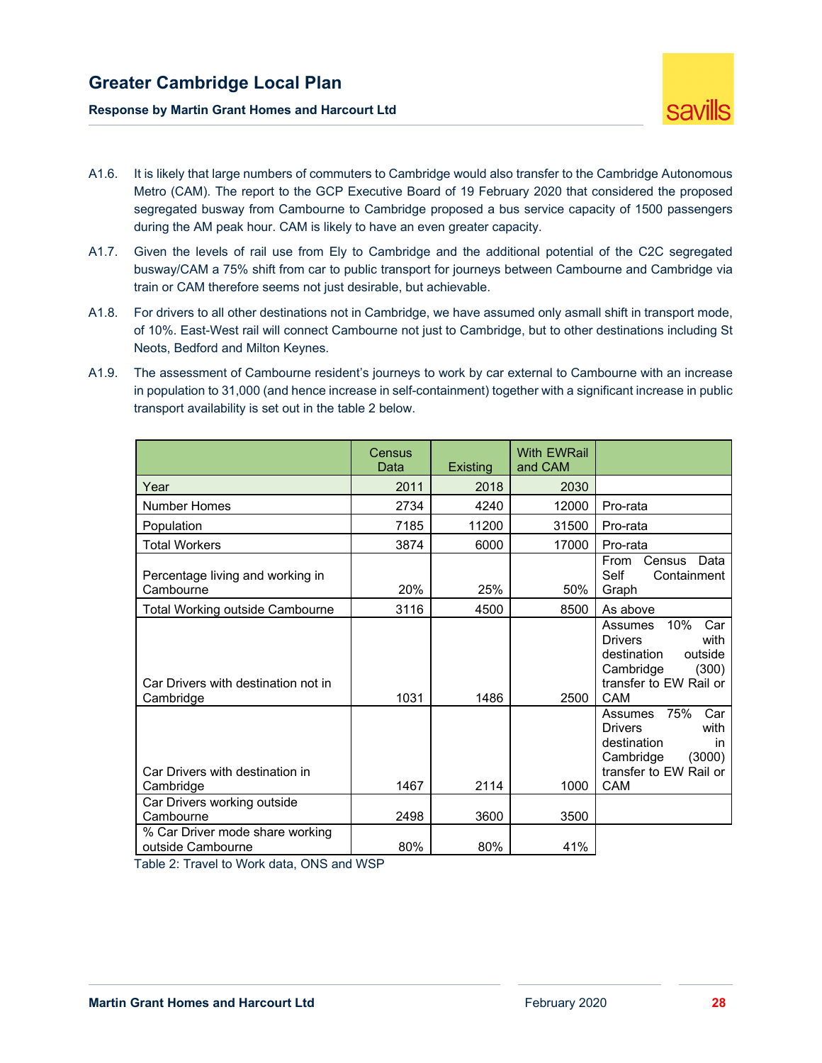A1.6. It is likely that large numbers of commuters to Cambridge would also transfer to the Cambridge Autonomous Metro (CAM). The report to the GCP Executive Board of 19 February 2020 that considered the proposed segregated busway from Cambourne to Cambridge proposed a bus service capacity of 1500 passengers during the AM peak hour. CAM is likely to have an even greater capacity.

A1.7. Given the levels of rail use from Ely to Cambridge and the additional potential of the C2C segregated busway/CAM a 75% shift from car to public transport for journeys between Cambourne and Cambridge via train or CAM therefore seems not just desirable, but achievable.

A1.8. For drivers to all other destinations not in Cambridge, we have assumed only asmall shift in transport mode, of 10%. East-West rail will connect Cambourne not just to Cambridge, but to other destinations including St Neots, Bedford and Milton Keynes.

A1.9. The assessment of Cambourne resident's journeys to work by car external to Cambourne with an increase in population to 31,000 (and hence increase in self-containment) together with a significant increase in public transport availability is set out in the table 2 below.

| | Census Data | Existing | With EWRail and CAM | |
|---|---|---|---|---|
| Year | 2011 | 2018 | 2030 | |
| Number Homes | 2734 | 4240 | 12000 | Pro-rata |
| Population | 7185 | 11200 | 31500 | Pro-rata |
| Total Workers | 3874 | 6000 | 17000 | Pro-rata |
| Percentage living and working in Cambourne | 20% | 25% | 50% | From Census Data Self Containment Graph |
| Total Working outside Cambourne | 3116 | 4500 | 8500 | As above |
| Car Drivers with destination not in Cambridge | 1031 | 1486 | 2500 | Assumes 10% Car Drivers with destination outside Cambridge (300) transfer to EW Rail or CAM |
| Car Drivers with destination in Cambridge | 1467 | 2114 | 1000 | Assumes 75% Car Drivers with destination in Cambridge (3000) transfer to EW Rail or CAM |
| Car Drivers working outside Cambourne | 2498 | 3600 | 3500 | |
| % Car Driver mode share working outside Cambourne | 80% | 80% | 41% | |

Table 2: Travel to Work data, ONS and WSP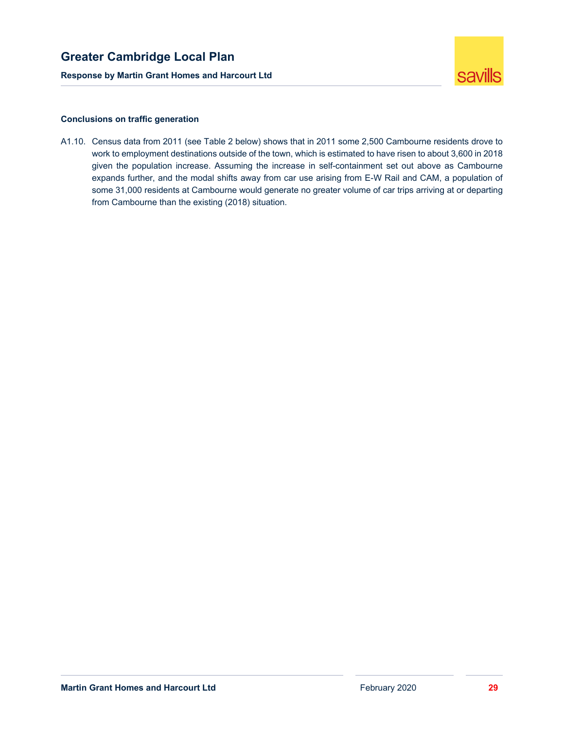**Conclusions on traffic generation**

A1.10. Census data from 2011 (see Table 2 below) shows that in 2011 some 2,500 Cambourne residents drove to work to employment destinations outside of the town, which is estimated to have risen to about 3,600 in 2018 given the population increase. Assuming the increase in self-containment set out above as Cambourne expands further, and the modal shifts away from car use arising from E-W Rail and CAM, a population of some 31,000 residents at Cambourne would generate no greater volume of car trips arriving at or departing from Cambourne than the existing (2018) situation.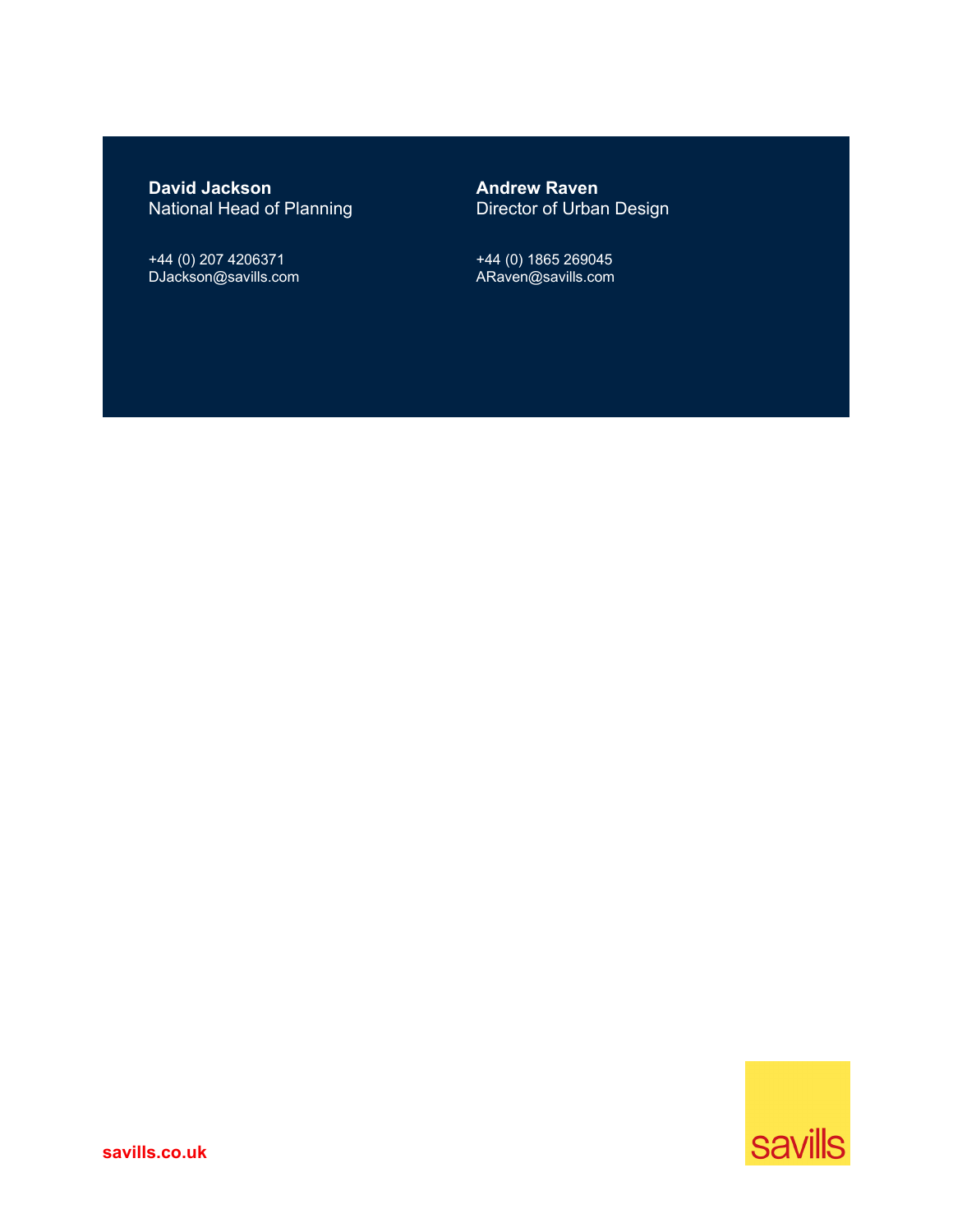**David Jackson**
National Head of Planning

+44 (0) 207 4206371
DJackson@savills.com

**Andrew Raven**
Director of Urban Design

+44 (0) 1865 269045
ARaven@savills.com

**savills.co.uk**

savills